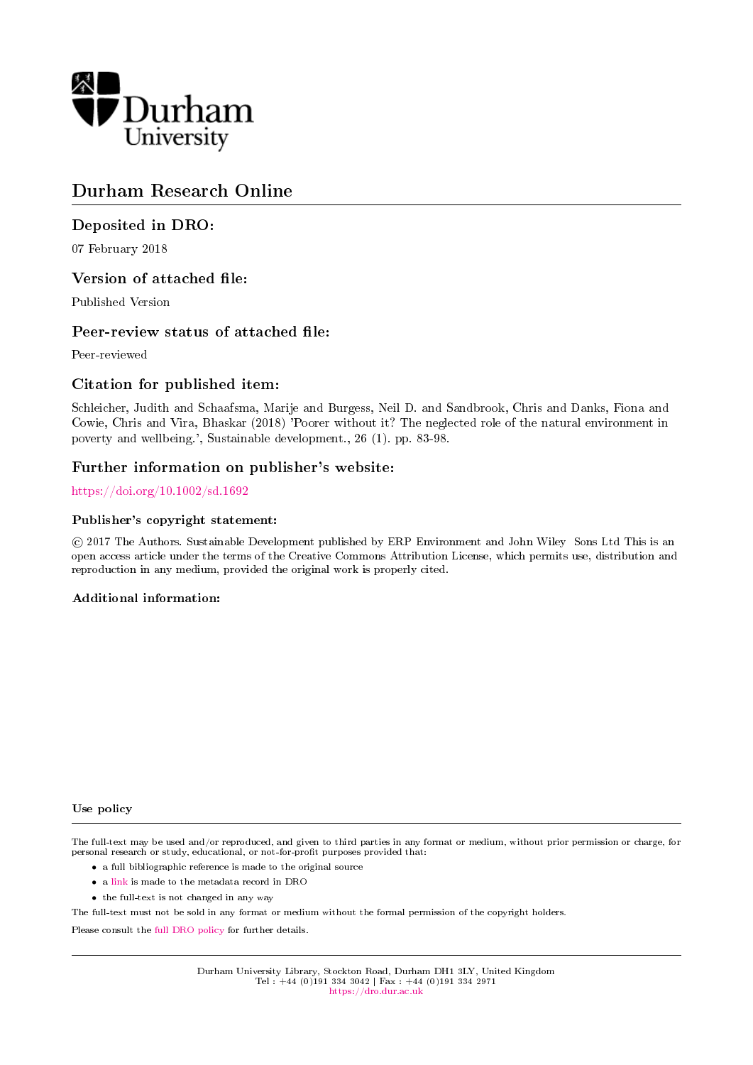Durham University

# Durham Research Online

## Deposited in DRO:

07 February 2018

## Version of attached file:

Published Version

## Peer-review status of attached file:

Peer-reviewed

## Citation for published item:

Schleicher, Judith and Schaafsma, Marije and Burgess, Neil D. and Sandbrook, Chris and Danks, Fiona and Cowie, Chris and Vira, Bhaskar (2018) 'Poorer without it? The neglected role of the natural environment in poverty and wellbeing.', Sustainable development., 26 (1). pp. 83-98.

## Further information on publisher's website:

https://doi.org/10.1002/sd.1692

### Publisher's copyright statement:

© 2017 The Authors. Sustainable Development published by ERP Environment and John Wiley Sons Ltd This is an open access article under the terms of the Creative Commons Attribution License, which permits use, distribution and reproduction in any medium, provided the original work is properly cited.

### Additional information:

### Use policy

The full-text may be used and/or reproduced, and given to third parties in any format or medium, without prior permission or charge, for personal research or study, educational, or not-for-profit purposes provided that:

- a full bibliographic reference is made to the original source
- a link is made to the metadata record in DRO
- the full-text is not changed in any way

The full-text must not be sold in any format or medium without the formal permission of the copyright holders.

Please consult the full DRO policy for further details.

Durham University Library, Stockton Road, Durham DH1 3LY, United Kingdom
Tel : +44 (0)191 334 3042 | Fax : +44 (0)191 334 2971
https://dro.dur.ac.uk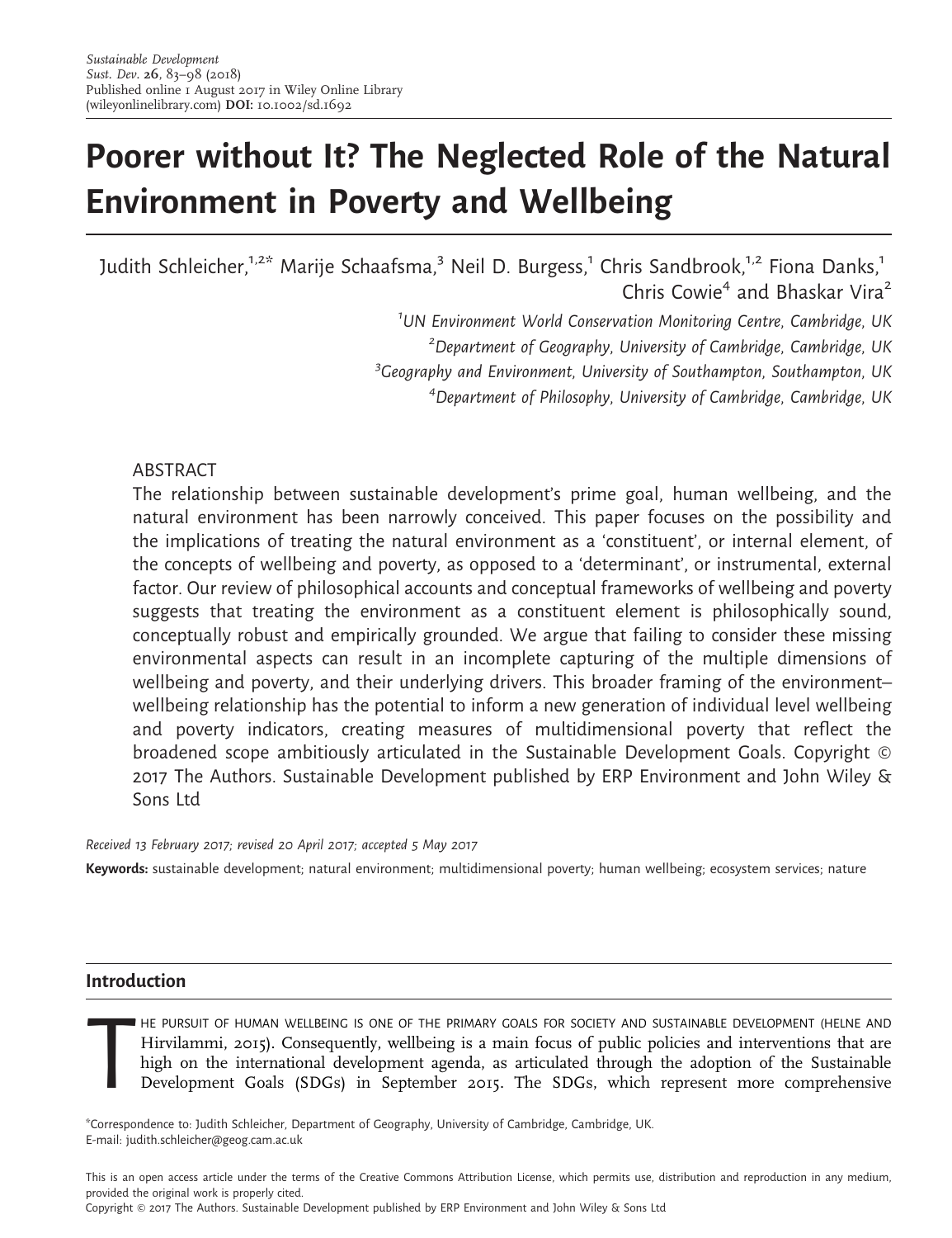# Poorer without It? The Neglected Role of the Natural Environment in Poverty and Wellbeing

Judith Schleicher,[1,2*] Marije Schaafsma,[3] Neil D. Burgess,[1] Chris Sandbrook,[1,2] Fiona Danks,[1] Chris Cowie[4] and Bhaskar Vira[2]

[1]*UN Environment World Conservation Monitoring Centre, Cambridge, UK*

[2]*Department of Geography, University of Cambridge, Cambridge, UK*

[3]*Geography and Environment, University of Southampton, Southampton, UK*

[4]*Department of Philosophy, University of Cambridge, Cambridge, UK*

## ABSTRACT

The relationship between sustainable development's prime goal, human wellbeing, and the natural environment has been narrowly conceived. This paper focuses on the possibility and the implications of treating the natural environment as a 'constituent', or internal element, of the concepts of wellbeing and poverty, as opposed to a 'determinant', or instrumental, external factor. Our review of philosophical accounts and conceptual frameworks of wellbeing and poverty suggests that treating the environment as a constituent element is philosophically sound, conceptually robust and empirically grounded. We argue that failing to consider these missing environmental aspects can result in an incomplete capturing of the multiple dimensions of wellbeing and poverty, and their underlying drivers. This broader framing of the environment–wellbeing relationship has the potential to inform a new generation of individual level wellbeing and poverty indicators, creating measures of multidimensional poverty that reflect the broadened scope ambitiously articulated in the Sustainable Development Goals. Copyright © 2017 The Authors. Sustainable Development published by ERP Environment and John Wiley & Sons Ltd

*Received 13 February 2017; revised 20 April 2017; accepted 5 May 2017*

**Keywords:** sustainable development; natural environment; multidimensional poverty; human wellbeing; ecosystem services; nature

## Introduction

THE PURSUIT OF HUMAN WELLBEING IS ONE OF THE PRIMARY GOALS FOR SOCIETY AND SUSTAINABLE DEVELOPMENT (HELNE AND Hirvilammi, 2015). Consequently, wellbeing is a main focus of public policies and interventions that are high on the international development agenda, as articulated through the adoption of the Sustainable Development Goals (SDGs) in September 2015. The SDGs, which represent more comprehensive

*Correspondence to: Judith Schleicher, Department of Geography, University of Cambridge, Cambridge, UK.
E-mail: judith.schleicher@geog.cam.ac.uk

This is an open access article under the terms of the Creative Commons Attribution License, which permits use, distribution and reproduction in any medium, provided the original work is properly cited.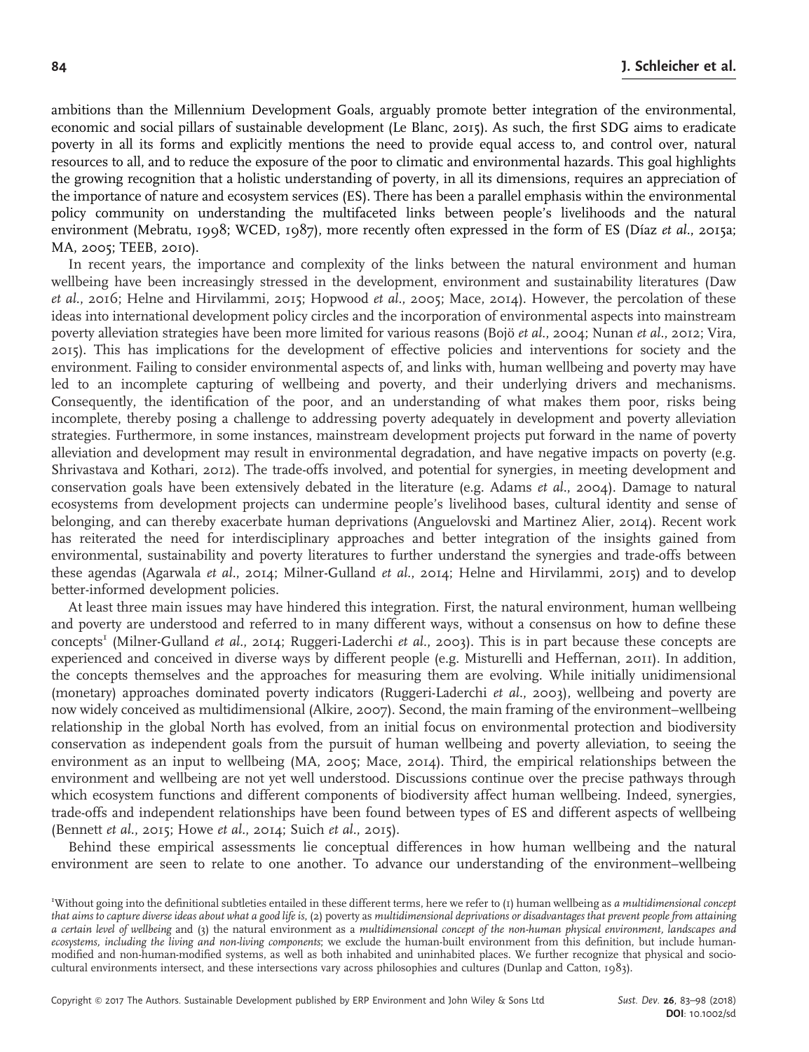ambitions than the Millennium Development Goals, arguably promote better integration of the environmental, economic and social pillars of sustainable development (Le Blanc, 2015). As such, the first SDG aims to eradicate poverty in all its forms and explicitly mentions the need to provide equal access to, and control over, natural resources to all, and to reduce the exposure of the poor to climatic and environmental hazards. This goal highlights the growing recognition that a holistic understanding of poverty, in all its dimensions, requires an appreciation of the importance of nature and ecosystem services (ES). There has been a parallel emphasis within the environmental policy community on understanding the multifaceted links between people's livelihoods and the natural environment (Mebratu, 1998; WCED, 1987), more recently often expressed in the form of ES (Díaz *et al*., 2015a; MA, 2005; TEEB, 2010).

In recent years, the importance and complexity of the links between the natural environment and human wellbeing have been increasingly stressed in the development, environment and sustainability literatures (Daw *et al*., 2016; Helne and Hirvilammi, 2015; Hopwood *et al*., 2005; Mace, 2014). However, the percolation of these ideas into international development policy circles and the incorporation of environmental aspects into mainstream poverty alleviation strategies have been more limited for various reasons (Bojö *et al*., 2004; Nunan *et al*., 2012; Vira, 2015). This has implications for the development of effective policies and interventions for society and the environment. Failing to consider environmental aspects of, and links with, human wellbeing and poverty may have led to an incomplete capturing of wellbeing and poverty, and their underlying drivers and mechanisms. Consequently, the identification of the poor, and an understanding of what makes them poor, risks being incomplete, thereby posing a challenge to addressing poverty adequately in development and poverty alleviation strategies. Furthermore, in some instances, mainstream development projects put forward in the name of poverty alleviation and development may result in environmental degradation, and have negative impacts on poverty (e.g. Shrivastava and Kothari, 2012). The trade-offs involved, and potential for synergies, in meeting development and conservation goals have been extensively debated in the literature (e.g. Adams *et al*., 2004). Damage to natural ecosystems from development projects can undermine people's livelihood bases, cultural identity and sense of belonging, and can thereby exacerbate human deprivations (Anguelovski and Martinez Alier, 2014). Recent work has reiterated the need for interdisciplinary approaches and better integration of the insights gained from environmental, sustainability and poverty literatures to further understand the synergies and trade-offs between these agendas (Agarwala *et al*., 2014; Milner-Gulland *et al*., 2014; Helne and Hirvilammi, 2015) and to develop better-informed development policies.

At least three main issues may have hindered this integration. First, the natural environment, human wellbeing and poverty are understood and referred to in many different ways, without a consensus on how to define these concepts[1] (Milner-Gulland *et al*., 2014; Ruggeri-Laderchi *et al*., 2003). This is in part because these concepts are experienced and conceived in diverse ways by different people (e.g. Misturelli and Heffernan, 2011). In addition, the concepts themselves and the approaches for measuring them are evolving. While initially unidimensional (monetary) approaches dominated poverty indicators (Ruggeri-Laderchi *et al*., 2003), wellbeing and poverty are now widely conceived as multidimensional (Alkire, 2007). Second, the main framing of the environment–wellbeing relationship in the global North has evolved, from an initial focus on environmental protection and biodiversity conservation as independent goals from the pursuit of human wellbeing and poverty alleviation, to seeing the environment as an input to wellbeing (MA, 2005; Mace, 2014). Third, the empirical relationships between the environment and wellbeing are not yet well understood. Discussions continue over the precise pathways through which ecosystem functions and different components of biodiversity affect human wellbeing. Indeed, synergies, trade-offs and independent relationships have been found between types of ES and different aspects of wellbeing (Bennett *et al*., 2015; Howe *et al*., 2014; Suich *et al*., 2015).

Behind these empirical assessments lie conceptual differences in how human wellbeing and the natural environment are seen to relate to one another. To advance our understanding of the environment–wellbeing

[1]Without going into the definitional subtleties entailed in these different terms, here we refer to (1) human wellbeing as *a multidimensional concept that aims to capture diverse ideas about what a good life is*, (2) poverty as *multidimensional deprivations or disadvantages that prevent people from attaining a certain level of wellbeing* and (3) the natural environment as a *multidimensional concept of the non-human physical environment, landscapes and ecosystems, including the living and non-living components*; we exclude the human-built environment from this definition, but include human-modified and non-human-modified systems, as well as both inhabited and uninhabited places. We further recognize that physical and socio-cultural environments intersect, and these intersections vary across philosophies and cultures (Dunlap and Catton, 1983).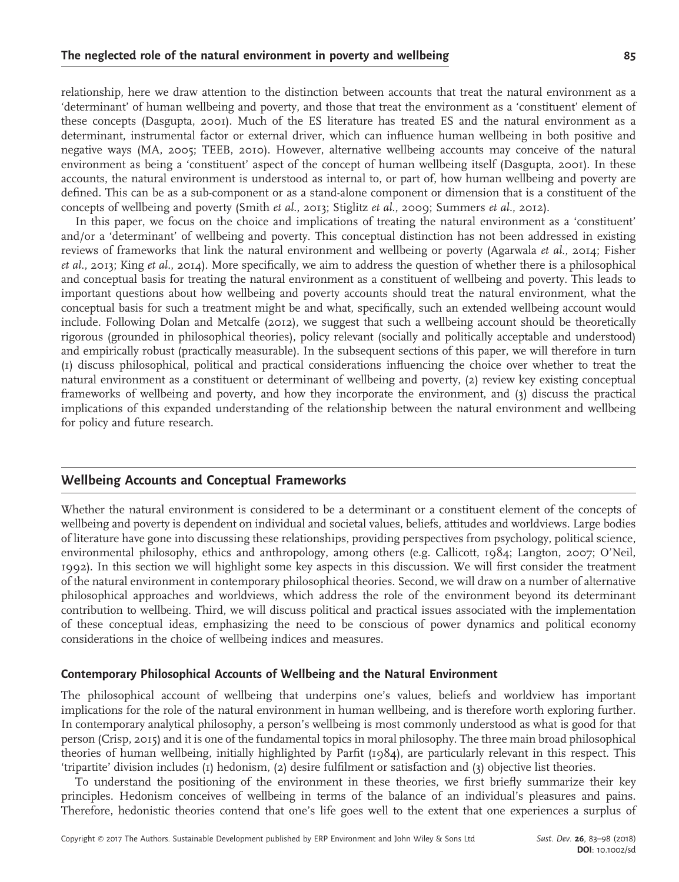relationship, here we draw attention to the distinction between accounts that treat the natural environment as a 'determinant' of human wellbeing and poverty, and those that treat the environment as a 'constituent' element of these concepts (Dasgupta, 2001). Much of the ES literature has treated ES and the natural environment as a determinant, instrumental factor or external driver, which can influence human wellbeing in both positive and negative ways (MA, 2005; TEEB, 2010). However, alternative wellbeing accounts may conceive of the natural environment as being a 'constituent' aspect of the concept of human wellbeing itself (Dasgupta, 2001). In these accounts, the natural environment is understood as internal to, or part of, how human wellbeing and poverty are defined. This can be as a sub-component or as a stand-alone component or dimension that is a constituent of the concepts of wellbeing and poverty (Smith *et al*., 2013; Stiglitz *et al*., 2009; Summers *et al*., 2012).

In this paper, we focus on the choice and implications of treating the natural environment as a 'constituent' and/or a 'determinant' of wellbeing and poverty. This conceptual distinction has not been addressed in existing reviews of frameworks that link the natural environment and wellbeing or poverty (Agarwala *et al*., 2014; Fisher *et al*., 2013; King *et al*., 2014). More specifically, we aim to address the question of whether there is a philosophical and conceptual basis for treating the natural environment as a constituent of wellbeing and poverty. This leads to important questions about how wellbeing and poverty accounts should treat the natural environment, what the conceptual basis for such a treatment might be and what, specifically, such an extended wellbeing account would include. Following Dolan and Metcalfe (2012), we suggest that such a wellbeing account should be theoretically rigorous (grounded in philosophical theories), policy relevant (socially and politically acceptable and understood) and empirically robust (practically measurable). In the subsequent sections of this paper, we will therefore in turn (1) discuss philosophical, political and practical considerations influencing the choice over whether to treat the natural environment as a constituent or determinant of wellbeing and poverty, (2) review key existing conceptual frameworks of wellbeing and poverty, and how they incorporate the environment, and (3) discuss the practical implications of this expanded understanding of the relationship between the natural environment and wellbeing for policy and future research.

## Wellbeing Accounts and Conceptual Frameworks

Whether the natural environment is considered to be a determinant or a constituent element of the concepts of wellbeing and poverty is dependent on individual and societal values, beliefs, attitudes and worldviews. Large bodies of literature have gone into discussing these relationships, providing perspectives from psychology, political science, environmental philosophy, ethics and anthropology, among others (e.g. Callicott, 1984; Langton, 2007; O'Neil, 1992). In this section we will highlight some key aspects in this discussion. We will first consider the treatment of the natural environment in contemporary philosophical theories. Second, we will draw on a number of alternative philosophical approaches and worldviews, which address the role of the environment beyond its determinant contribution to wellbeing. Third, we will discuss political and practical issues associated with the implementation of these conceptual ideas, emphasizing the need to be conscious of power dynamics and political economy considerations in the choice of wellbeing indices and measures.

### Contemporary Philosophical Accounts of Wellbeing and the Natural Environment

The philosophical account of wellbeing that underpins one's values, beliefs and worldview has important implications for the role of the natural environment in human wellbeing, and is therefore worth exploring further. In contemporary analytical philosophy, a person's wellbeing is most commonly understood as what is good for that person (Crisp, 2015) and it is one of the fundamental topics in moral philosophy. The three main broad philosophical theories of human wellbeing, initially highlighted by Parfit (1984), are particularly relevant in this respect. This 'tripartite' division includes (1) hedonism, (2) desire fulfilment or satisfaction and (3) objective list theories.

To understand the positioning of the environment in these theories, we first briefly summarize their key principles. Hedonism conceives of wellbeing in terms of the balance of an individual's pleasures and pains. Therefore, hedonistic theories contend that one's life goes well to the extent that one experiences a surplus of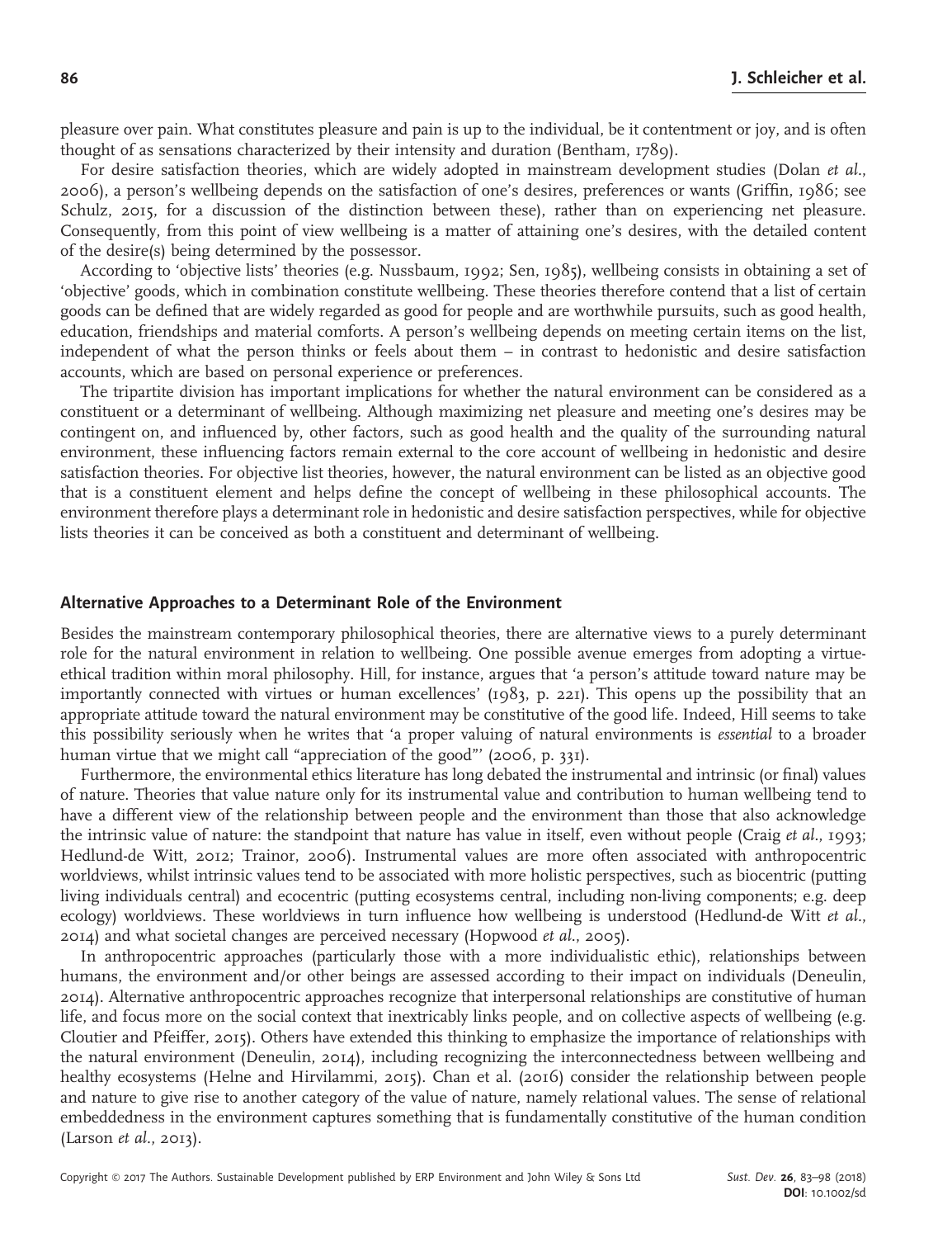pleasure over pain. What constitutes pleasure and pain is up to the individual, be it contentment or joy, and is often thought of as sensations characterized by their intensity and duration (Bentham, 1789).

For desire satisfaction theories, which are widely adopted in mainstream development studies (Dolan *et al*., 2006), a person's wellbeing depends on the satisfaction of one's desires, preferences or wants (Griffin, 1986; see Schulz, 2015, for a discussion of the distinction between these), rather than on experiencing net pleasure. Consequently, from this point of view wellbeing is a matter of attaining one's desires, with the detailed content of the desire(s) being determined by the possessor.

According to 'objective lists' theories (e.g. Nussbaum, 1992; Sen, 1985), wellbeing consists in obtaining a set of 'objective' goods, which in combination constitute wellbeing. These theories therefore contend that a list of certain goods can be defined that are widely regarded as good for people and are worthwhile pursuits, such as good health, education, friendships and material comforts. A person's wellbeing depends on meeting certain items on the list, independent of what the person thinks or feels about them – in contrast to hedonistic and desire satisfaction accounts, which are based on personal experience or preferences.

The tripartite division has important implications for whether the natural environment can be considered as a constituent or a determinant of wellbeing. Although maximizing net pleasure and meeting one's desires may be contingent on, and influenced by, other factors, such as good health and the quality of the surrounding natural environment, these influencing factors remain external to the core account of wellbeing in hedonistic and desire satisfaction theories. For objective list theories, however, the natural environment can be listed as an objective good that is a constituent element and helps define the concept of wellbeing in these philosophical accounts. The environment therefore plays a determinant role in hedonistic and desire satisfaction perspectives, while for objective lists theories it can be conceived as both a constituent and determinant of wellbeing.

## Alternative Approaches to a Determinant Role of the Environment

Besides the mainstream contemporary philosophical theories, there are alternative views to a purely determinant role for the natural environment in relation to wellbeing. One possible avenue emerges from adopting a virtue-ethical tradition within moral philosophy. Hill, for instance, argues that 'a person's attitude toward nature may be importantly connected with virtues or human excellences' (1983, p. 221). This opens up the possibility that an appropriate attitude toward the natural environment may be constitutive of the good life. Indeed, Hill seems to take this possibility seriously when he writes that 'a proper valuing of natural environments is *essential* to a broader human virtue that we might call "appreciation of the good"' (2006, p. 331).

Furthermore, the environmental ethics literature has long debated the instrumental and intrinsic (or final) values of nature. Theories that value nature only for its instrumental value and contribution to human wellbeing tend to have a different view of the relationship between people and the environment than those that also acknowledge the intrinsic value of nature: the standpoint that nature has value in itself, even without people (Craig *et al*., 1993; Hedlund-de Witt, 2012; Trainor, 2006). Instrumental values are more often associated with anthropocentric worldviews, whilst intrinsic values tend to be associated with more holistic perspectives, such as biocentric (putting living individuals central) and ecocentric (putting ecosystems central, including non-living components; e.g. deep ecology) worldviews. These worldviews in turn influence how wellbeing is understood (Hedlund-de Witt *et al*., 2014) and what societal changes are perceived necessary (Hopwood *et al*., 2005).

In anthropocentric approaches (particularly those with a more individualistic ethic), relationships between humans, the environment and/or other beings are assessed according to their impact on individuals (Deneulin, 2014). Alternative anthropocentric approaches recognize that interpersonal relationships are constitutive of human life, and focus more on the social context that inextricably links people, and on collective aspects of wellbeing (e.g. Cloutier and Pfeiffer, 2015). Others have extended this thinking to emphasize the importance of relationships with the natural environment (Deneulin, 2014), including recognizing the interconnectedness between wellbeing and healthy ecosystems (Helne and Hirvilammi, 2015). Chan et al. (2016) consider the relationship between people and nature to give rise to another category of the value of nature, namely relational values. The sense of relational embeddedness in the environment captures something that is fundamentally constitutive of the human condition (Larson *et al*., 2013).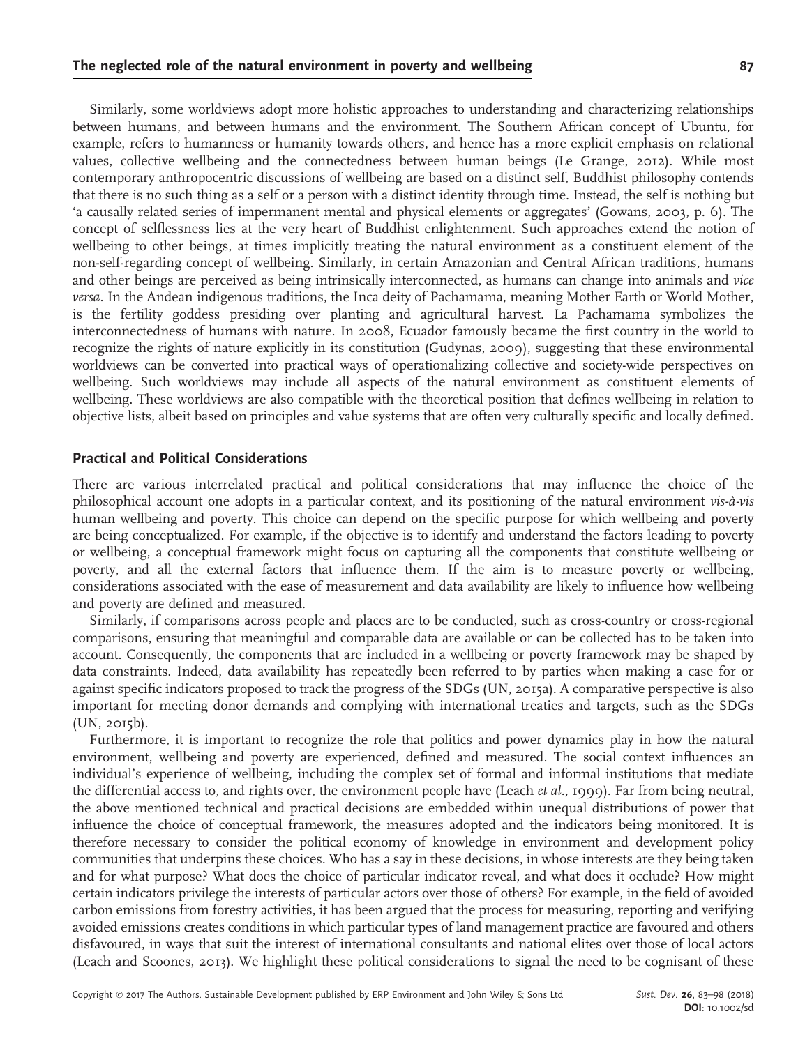Similarly, some worldviews adopt more holistic approaches to understanding and characterizing relationships between humans, and between humans and the environment. The Southern African concept of Ubuntu, for example, refers to humanness or humanity towards others, and hence has a more explicit emphasis on relational values, collective wellbeing and the connectedness between human beings (Le Grange, 2012). While most contemporary anthropocentric discussions of wellbeing are based on a distinct self, Buddhist philosophy contends that there is no such thing as a self or a person with a distinct identity through time. Instead, the self is nothing but 'a causally related series of impermanent mental and physical elements or aggregates' (Gowans, 2003, p. 6). The concept of selflessness lies at the very heart of Buddhist enlightenment. Such approaches extend the notion of wellbeing to other beings, at times implicitly treating the natural environment as a constituent element of the non-self-regarding concept of wellbeing. Similarly, in certain Amazonian and Central African traditions, humans and other beings are perceived as being intrinsically interconnected, as humans can change into animals and *vice versa*. In the Andean indigenous traditions, the Inca deity of Pachamama, meaning Mother Earth or World Mother, is the fertility goddess presiding over planting and agricultural harvest. La Pachamama symbolizes the interconnectedness of humans with nature. In 2008, Ecuador famously became the first country in the world to recognize the rights of nature explicitly in its constitution (Gudynas, 2009), suggesting that these environmental worldviews can be converted into practical ways of operationalizing collective and society-wide perspectives on wellbeing. Such worldviews may include all aspects of the natural environment as constituent elements of wellbeing. These worldviews are also compatible with the theoretical position that defines wellbeing in relation to objective lists, albeit based on principles and value systems that are often very culturally specific and locally defined.

## Practical and Political Considerations

There are various interrelated practical and political considerations that may influence the choice of the philosophical account one adopts in a particular context, and its positioning of the natural environment *vis-à-vis* human wellbeing and poverty. This choice can depend on the specific purpose for which wellbeing and poverty are being conceptualized. For example, if the objective is to identify and understand the factors leading to poverty or wellbeing, a conceptual framework might focus on capturing all the components that constitute wellbeing or poverty, and all the external factors that influence them. If the aim is to measure poverty or wellbeing, considerations associated with the ease of measurement and data availability are likely to influence how wellbeing and poverty are defined and measured.

Similarly, if comparisons across people and places are to be conducted, such as cross-country or cross-regional comparisons, ensuring that meaningful and comparable data are available or can be collected has to be taken into account. Consequently, the components that are included in a wellbeing or poverty framework may be shaped by data constraints. Indeed, data availability has repeatedly been referred to by parties when making a case for or against specific indicators proposed to track the progress of the SDGs (UN, 2015a). A comparative perspective is also important for meeting donor demands and complying with international treaties and targets, such as the SDGs (UN, 2015b).

Furthermore, it is important to recognize the role that politics and power dynamics play in how the natural environment, wellbeing and poverty are experienced, defined and measured. The social context influences an individual's experience of wellbeing, including the complex set of formal and informal institutions that mediate the differential access to, and rights over, the environment people have (Leach *et al.*, 1999). Far from being neutral, the above mentioned technical and practical decisions are embedded within unequal distributions of power that influence the choice of conceptual framework, the measures adopted and the indicators being monitored. It is therefore necessary to consider the political economy of knowledge in environment and development policy communities that underpins these choices. Who has a say in these decisions, in whose interests are they being taken and for what purpose? What does the choice of particular indicator reveal, and what does it occlude? How might certain indicators privilege the interests of particular actors over those of others? For example, in the field of avoided carbon emissions from forestry activities, it has been argued that the process for measuring, reporting and verifying avoided emissions creates conditions in which particular types of land management practice are favoured and others disfavoured, in ways that suit the interest of international consultants and national elites over those of local actors (Leach and Scoones, 2013). We highlight these political considerations to signal the need to be cognisant of these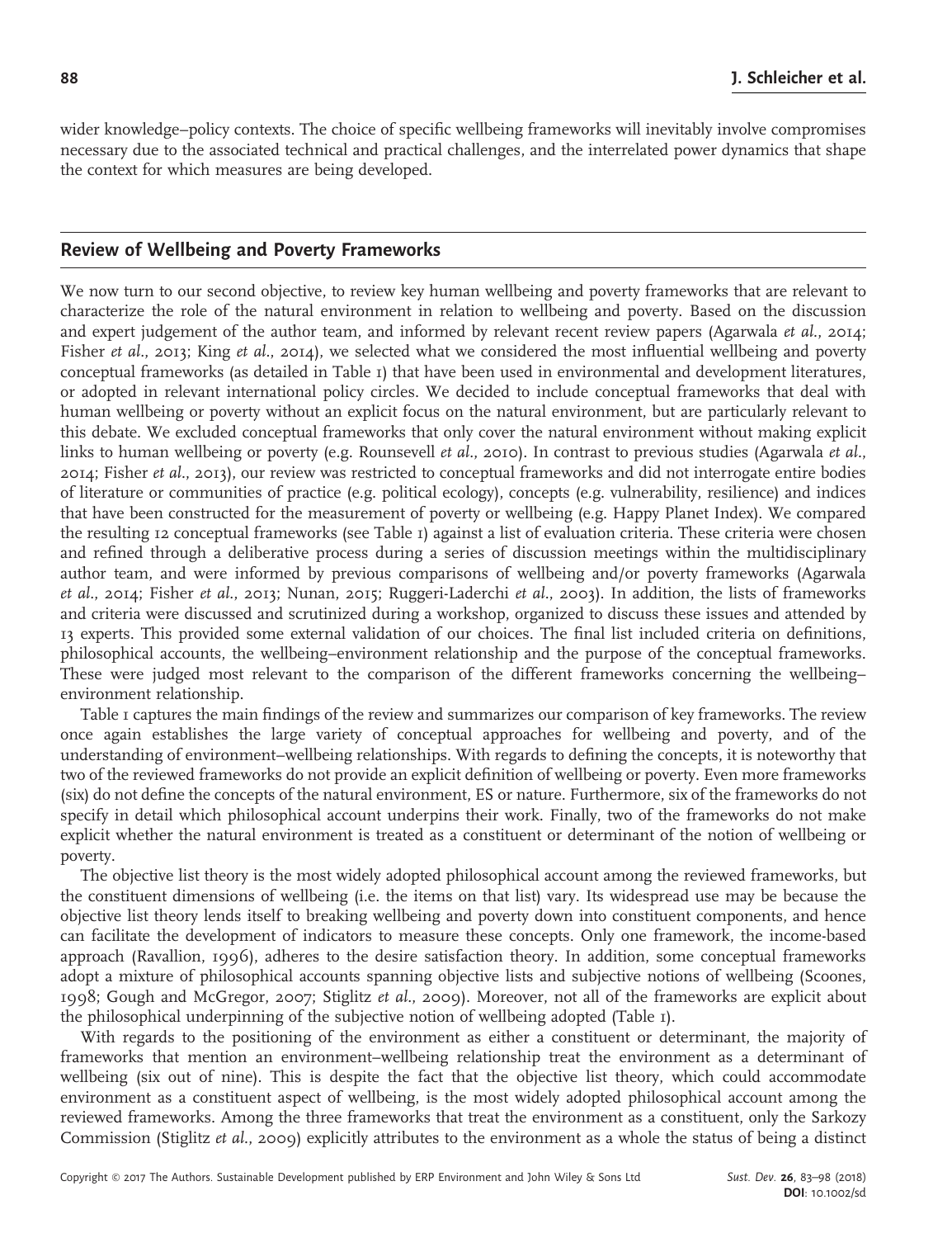wider knowledge–policy contexts. The choice of specific wellbeing frameworks will inevitably involve compromises necessary due to the associated technical and practical challenges, and the interrelated power dynamics that shape the context for which measures are being developed.

## Review of Wellbeing and Poverty Frameworks

We now turn to our second objective, to review key human wellbeing and poverty frameworks that are relevant to characterize the role of the natural environment in relation to wellbeing and poverty. Based on the discussion and expert judgement of the author team, and informed by relevant recent review papers (Agarwala *et al.*, 2014; Fisher *et al.*, 2013; King *et al.*, 2014), we selected what we considered the most influential wellbeing and poverty conceptual frameworks (as detailed in Table 1) that have been used in environmental and development literatures, or adopted in relevant international policy circles. We decided to include conceptual frameworks that deal with human wellbeing or poverty without an explicit focus on the natural environment, but are particularly relevant to this debate. We excluded conceptual frameworks that only cover the natural environment without making explicit links to human wellbeing or poverty (e.g. Rounsevell *et al.*, 2010). In contrast to previous studies (Agarwala *et al.*, 2014; Fisher *et al.*, 2013), our review was restricted to conceptual frameworks and did not interrogate entire bodies of literature or communities of practice (e.g. political ecology), concepts (e.g. vulnerability, resilience) and indices that have been constructed for the measurement of poverty or wellbeing (e.g. Happy Planet Index). We compared the resulting 12 conceptual frameworks (see Table 1) against a list of evaluation criteria. These criteria were chosen and refined through a deliberative process during a series of discussion meetings within the multidisciplinary author team, and were informed by previous comparisons of wellbeing and/or poverty frameworks (Agarwala *et al.*, 2014; Fisher *et al.*, 2013; Nunan, 2015; Ruggeri-Laderchi *et al.*, 2003). In addition, the lists of frameworks and criteria were discussed and scrutinized during a workshop, organized to discuss these issues and attended by 13 experts. This provided some external validation of our choices. The final list included criteria on definitions, philosophical accounts, the wellbeing–environment relationship and the purpose of the conceptual frameworks. These were judged most relevant to the comparison of the different frameworks concerning the wellbeing–environment relationship.

Table 1 captures the main findings of the review and summarizes our comparison of key frameworks. The review once again establishes the large variety of conceptual approaches for wellbeing and poverty, and of the understanding of environment–wellbeing relationships. With regards to defining the concepts, it is noteworthy that two of the reviewed frameworks do not provide an explicit definition of wellbeing or poverty. Even more frameworks (six) do not define the concepts of the natural environment, ES or nature. Furthermore, six of the frameworks do not specify in detail which philosophical account underpins their work. Finally, two of the frameworks do not make explicit whether the natural environment is treated as a constituent or determinant of the notion of wellbeing or poverty.

The objective list theory is the most widely adopted philosophical account among the reviewed frameworks, but the constituent dimensions of wellbeing (i.e. the items on that list) vary. Its widespread use may be because the objective list theory lends itself to breaking wellbeing and poverty down into constituent components, and hence can facilitate the development of indicators to measure these concepts. Only one framework, the income-based approach (Ravallion, 1996), adheres to the desire satisfaction theory. In addition, some conceptual frameworks adopt a mixture of philosophical accounts spanning objective lists and subjective notions of wellbeing (Scoones, 1998; Gough and McGregor, 2007; Stiglitz *et al.*, 2009). Moreover, not all of the frameworks are explicit about the philosophical underpinning of the subjective notion of wellbeing adopted (Table 1).

With regards to the positioning of the environment as either a constituent or determinant, the majority of frameworks that mention an environment–wellbeing relationship treat the environment as a determinant of wellbeing (six out of nine). This is despite the fact that the objective list theory, which could accommodate environment as a constituent aspect of wellbeing, is the most widely adopted philosophical account among the reviewed frameworks. Among the three frameworks that treat the environment as a constituent, only the Sarkozy Commission (Stiglitz *et al.*, 2009) explicitly attributes to the environment as a whole the status of being a distinct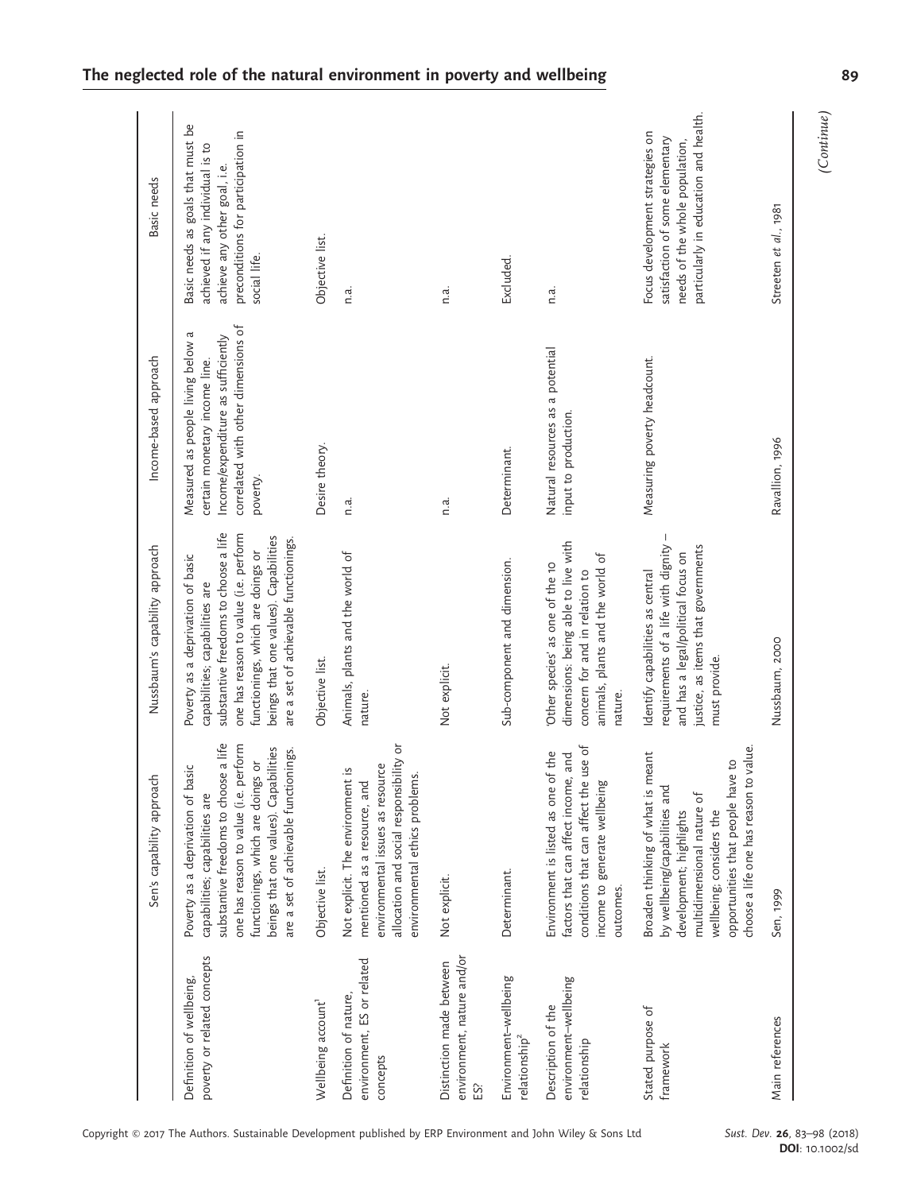| | Sen's capability approach | Nussbaum's capability approach | Income-based approach | Basic needs |
|---|---|---|---|---|
| Definition of wellbeing, poverty or related concepts | Poverty as a deprivation of basic capabilities; capabilities are substantive freedoms to choose a life one has reason to value (i.e. perform functionings, which are doings or beings that one values). Capabilities are a set of achievable functionings. | Poverty as a deprivation of basic capabilities; capabilities are substantive freedoms to choose a life one has reason to value (i.e. perform functionings, which are doings or beings that one values). Capabilities are a set of achievable functionings. | Measured as people living below a certain monetary income line. Income/expenditure as sufficiently correlated with other dimensions of poverty. | Basic needs as goals that must be achieved if any individual is to achieve any other goal, i.e. preconditions for participation in social life. |
| Wellbeing account[1] | Objective list. | Objective list. | Desire theory. | Objective list. |
| Definition of nature, environment, ES or related concepts | Not explicit. The environment is mentioned as a resource, and environmental issues as resource allocation and social responsibility or environmental ethics problems. | Animals, plants and the world of nature. | n.a. | n.a. |
| Distinction made between environment, nature and/or ES? | Not explicit. | Not explicit. | n.a. | n.a. |
| Environment–wellbeing relationship[2] | Determinant. | Sub-component and dimension. | Determinant. | Excluded. |
| Description of the environment–wellbeing relationship | Environment is listed as one of the factors that can affect income, and conditions that can affect the use of income to generate wellbeing outcomes. | 'Other species' as one of the 10 dimensions: being able to live with concern for and in relation to animals, plants and the world of nature. | Natural resources as a potential input to production. | n.a. |
| Stated purpose of framework | Broaden thinking of what is meant by wellbeing/capabilities and development; highlights multidimensional nature of wellbeing; considers the opportunities that people have to choose a life one has reason to value. | Identify capabilities as central requirements of a life with dignity – and has a legal/political focus on justice, as items that governments must provide. | Measuring poverty headcount. | Focus development strategies on satisfaction of some elementary needs of the whole population, particularly in education and health. |
| Main references | Sen, 1999 | Nussbaum, 2000 | Ravallion, 1996 | Streeten *et al.*, 1981 |

*(Continue)*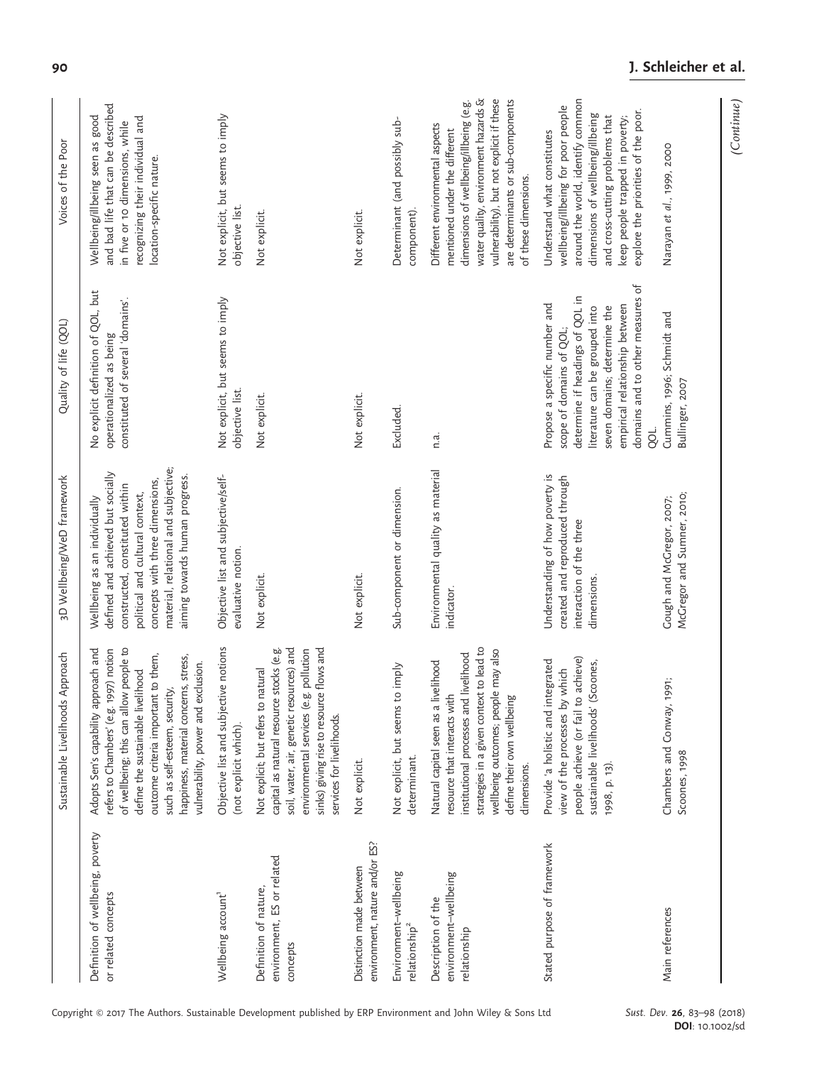| | Sustainable Livelihoods Approach | 3D Wellbeing/WeD framework | Quality of life (QOL) | Voices of the Poor |
|---|---|---|---|---|
| Definition of wellbeing, poverty or related concepts | Adopts Sen's capability approach and refers to Chambers' (e.g. 1997) notion of wellbeing; this can allow people to define the sustainable livelihood outcome criteria important to them, such as self-esteem, security, happiness, material concerns, stress, vulnerability, power and exclusion. | Wellbeing as an individually defined and achieved but socially constructed, constituted within political and cultural context, concepts with three dimensions, material, relational and subjective; aiming towards human progress. | No explicit definition of QOL, but operationalized as being constituted of several 'domains'. | Wellbeing/illbeing seen as good and bad life that can be described in five or 10 dimensions, while recognizing their individual and location-specific nature. |
| Wellbeing account[1] | Objective list and subjective notions (not explicit which). | Objective list and subjective/self-evaluative notion. | Not explicit, but seems to imply objective list. | Not explicit, but seems to imply objective list. |
| Definition of nature, environment, ES or related concepts | Not explicit, but refers to natural capital as natural resource stocks (e.g. soil, water, air, genetic resources) and environmental services (e.g. pollution sinks) giving rise to resource flows and services for livelihoods. | Not explicit. | Not explicit. | Not explicit. |
| Distinction made between environment, nature and/or ES? | Not explicit. | Not explicit. | Not explicit. | Not explicit. |
| Environment–wellbeing relationship[2] | Not explicit, but seems to imply determinant. | Sub-component or dimension. | Excluded. | Determinant (and possibly sub-component). |
| Description of the environment–wellbeing relationship | Natural capital seen as a livelihood resource that interacts with institutional processes and livelihood strategies in a given context to lead to wellbeing outcomes; people may also define their own wellbeing dimensions. | Environmental quality as material indicator. | n.a. | Different environmental aspects mentioned under the different dimensions of wellbeing/illbeing (e.g. water quality, environment hazards & vulnerability), but not explicit if these are determinants or sub-components of these dimensions. |
| Stated purpose of framework | Provide 'a holistic and integrated view of the processes by which people achieve (or fail to achieve) sustainable livelihoods' (Scoones, 1998, p. 13). | Understanding of how poverty is created and reproduced through interaction of the three dimensions. | Propose a specific number and scope of domains of QOL; determine if headings of QOL in literature can be grouped into seven domains; determine the empirical relationship between domains and to other measures of QOL. | Understand what constitutes wellbeing/illbeing for poor people around the world, identify common dimensions of wellbeing/illbeing and cross-cutting problems that keep people trapped in poverty; explore the priorities of the poor. |
| Main references | Chambers and Conway, 1991; Scoones, 1998 | Gough and McGregor, 2007; McGregor and Sumner, 2010; | Cummins, 1996; Schmidt and Bullinger, 2007 | Narayan *et al.*, 1999, 2000 |

*(Continue)*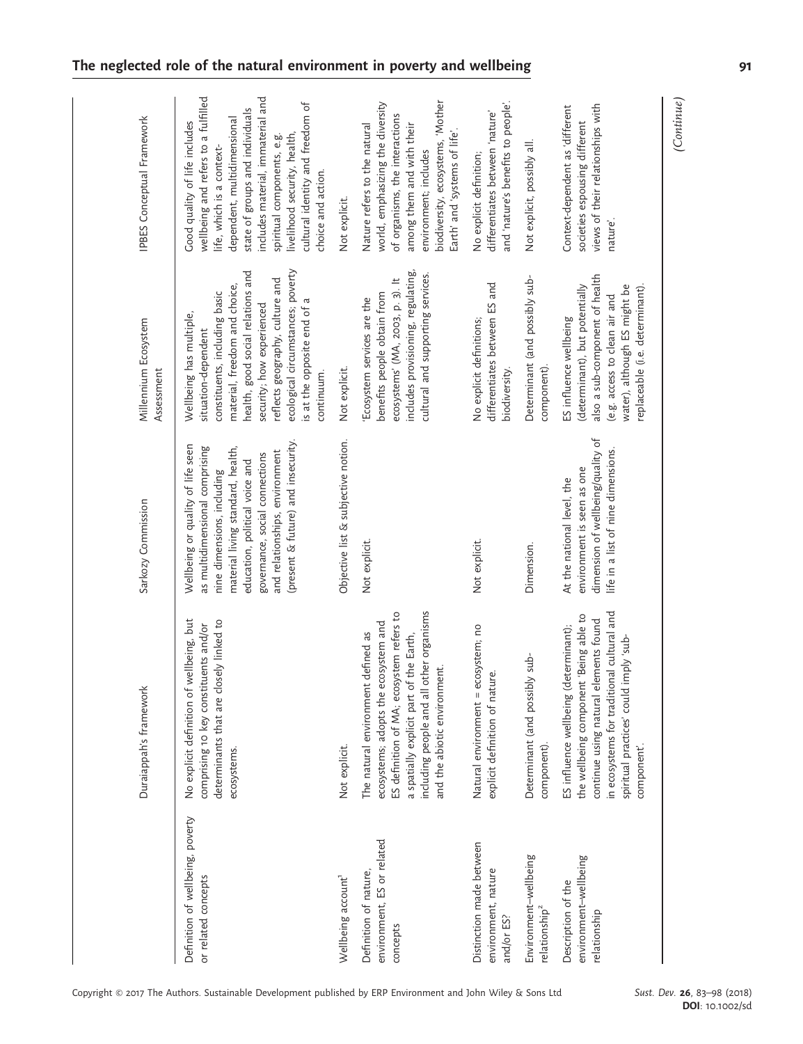| | Duraiappah's framework | Sarkozy Commission | Millennium Ecosystem Assessment | IPBES Conceptual Framework |
|---|---|---|---|---|
| Definition of wellbeing, poverty or related concepts | No explicit definition of wellbeing, but comprising 10 key constituents and/or determinants that are closely linked to ecosystems. | Wellbeing or quality of life seen as multidimensional comprising nine dimensions, including material living standard, health, education, political voice and governance, social connections and relationships, environment (present & future) and insecurity. | Wellbeing has multiple, situation-dependent constituents, including basic material, freedom and choice, health, good social relations and security; how experienced reflects geography, culture and ecological circumstances; poverty is at the opposite end of a continuum. | Good quality of life includes wellbeing and refers to a fulfilled life, which is a context-dependent, multidimensional state of groups and individuals includes material, immaterial and spiritual components, e.g. livelihood security, health, cultural identity and freedom of choice and action. |
| Wellbeing account[1] | Not explicit. | Objective list & subjective notion. | Not explicit. | Not explicit. |
| Definition of nature, environment, ES or related concepts | The natural environment defined as ecosystems; adopts the ecosystem and ES definition of MA; ecosystem refers to a spatially explicit part of the Earth, including people and all other organisms and the abiotic environment. | Not explicit. | 'Ecosystem services are the benefits people obtain from ecosystems' (MA, 2003, p. 3). It includes provisioning, regulating, cultural and supporting services. | Nature refers to the natural world, emphasizing the diversity of organisms, the interactions among them and with their environment; includes biodiversity, ecosystems, 'Mother Earth' and 'systems of life'. |
| Distinction made between environment, nature and/or ES? | Natural environment = ecosystem; no explicit definition of nature. | Not explicit. | No explicit definitions; differentiates between ES and biodiversity. | No explicit definition; differentiates between 'nature' and 'nature's benefits to people'. |
| Environment–wellbeing relationship[2] | Determinant (and possibly sub-component). | Dimension. | Determinant (and possibly sub-component). | Not explicit, possibly all. |
| Description of the environment–wellbeing relationship | ES influence wellbeing (determinant); the wellbeing component 'Being able to continue using natural elements found in ecosystems for traditional cultural and spiritual practices' could imply 'sub-component'. | At the national level, the environment is seen as one dimension of wellbeing/quality of life in a list of nine dimensions. | ES influence wellbeing (determinant), but potentially also a sub-component of health (e.g. access to clean air and water), although ES might be replaceable (i.e. determinant). | Context-dependent as 'different societies espousing different views of their relationships with nature'. |

*(Continue)*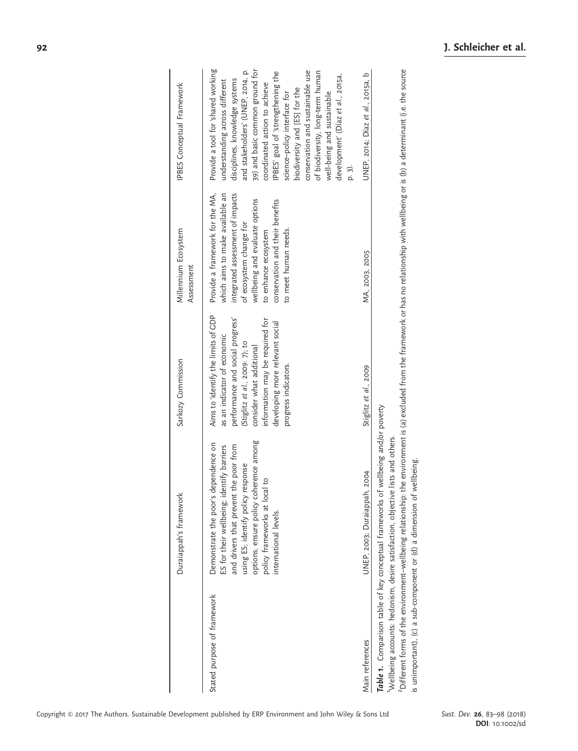| | Duraiappah's framework | Sarkozy Commission | Millennium Ecosystem Assessment | IPBES Conceptual Framework |
|---|---|---|---|---|
| Stated purpose of framework | Demonstrate the poor's dependence on ES for their wellbeing; identify barriers and drivers that prevent the poor from using ES; identify policy response options; ensure policy coherence among policy frameworks at local to international levels. | Aims to 'identify the limits of GDP as an indicator of economic performance and social progress' (Stiglitz *et al.*, 2009: 7); to consider what additional information may be required for developing more relevant social progress indicators. | Provide a framework for the MA, which aims to make available an integrated assessment of impacts of ecosystem change for wellbeing and evaluate options to enhance ecosystem conservation and their benefits to meet human needs. | Provide a tool for 'shared working understanding across different disciplines, knowledge systems and stakeholders' (UNEP, 2014, p. 39) and basic common ground for coordinated action to achieve IPBES' goal of 'strengthening the science–policy interface for biodiversity and [ES] for the conservation and sustainable use of biodiversity, long-term human well-being and sustainable development' (Díaz *et al.*, 2015a, p. 3). |
| Main references | UNEP, 2003; Duraiappah, 2004 | Stiglitz *et al.*, 2009 | MA, 2003, 2005 | UNEP, 2014; Díaz *et al.*, 2015a, b |

***Table 1.*** Comparison table of key conceptual frameworks of wellbeing and/or poverty

[1]Wellbeing accounts: hedonism, desire satisfaction, objective lists and others.

[2]Different forms of the environment–wellbeing relationship: the environment is (a) excluded from the framework or has no relationship with wellbeing or is (b) a determinant (i.e. the source is unimportant), (c) a sub-component or (d) a dimension of wellbeing.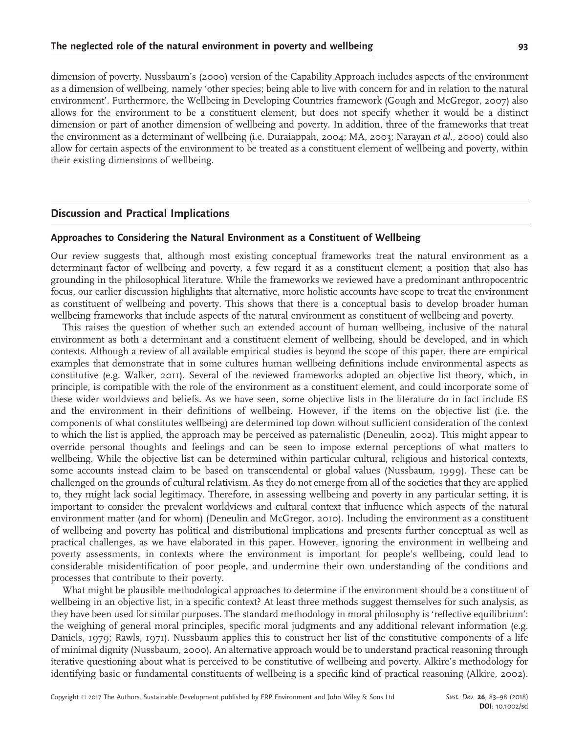dimension of poverty. Nussbaum's (2000) version of the Capability Approach includes aspects of the environment as a dimension of wellbeing, namely 'other species; being able to live with concern for and in relation to the natural environment'. Furthermore, the Wellbeing in Developing Countries framework (Gough and McGregor, 2007) also allows for the environment to be a constituent element, but does not specify whether it would be a distinct dimension or part of another dimension of wellbeing and poverty. In addition, three of the frameworks that treat the environment as a determinant of wellbeing (i.e. Duraiappah, 2004; MA, 2003; Narayan *et al.*, 2000) could also allow for certain aspects of the environment to be treated as a constituent element of wellbeing and poverty, within their existing dimensions of wellbeing.

## Discussion and Practical Implications

### Approaches to Considering the Natural Environment as a Constituent of Wellbeing

Our review suggests that, although most existing conceptual frameworks treat the natural environment as a determinant factor of wellbeing and poverty, a few regard it as a constituent element; a position that also has grounding in the philosophical literature. While the frameworks we reviewed have a predominant anthropocentric focus, our earlier discussion highlights that alternative, more holistic accounts have scope to treat the environment as constituent of wellbeing and poverty. This shows that there is a conceptual basis to develop broader human wellbeing frameworks that include aspects of the natural environment as constituent of wellbeing and poverty.

This raises the question of whether such an extended account of human wellbeing, inclusive of the natural environment as both a determinant and a constituent element of wellbeing, should be developed, and in which contexts. Although a review of all available empirical studies is beyond the scope of this paper, there are empirical examples that demonstrate that in some cultures human wellbeing definitions include environmental aspects as constitutive (e.g. Walker, 2011). Several of the reviewed frameworks adopted an objective list theory, which, in principle, is compatible with the role of the environment as a constituent element, and could incorporate some of these wider worldviews and beliefs. As we have seen, some objective lists in the literature do in fact include ES and the environment in their definitions of wellbeing. However, if the items on the objective list (i.e. the components of what constitutes wellbeing) are determined top down without sufficient consideration of the context to which the list is applied, the approach may be perceived as paternalistic (Deneulin, 2002). This might appear to override personal thoughts and feelings and can be seen to impose external perceptions of what matters to wellbeing. While the objective list can be determined within particular cultural, religious and historical contexts, some accounts instead claim to be based on transcendental or global values (Nussbaum, 1999). These can be challenged on the grounds of cultural relativism. As they do not emerge from all of the societies that they are applied to, they might lack social legitimacy. Therefore, in assessing wellbeing and poverty in any particular setting, it is important to consider the prevalent worldviews and cultural context that influence which aspects of the natural environment matter (and for whom) (Deneulin and McGregor, 2010). Including the environment as a constituent of wellbeing and poverty has political and distributional implications and presents further conceptual as well as practical challenges, as we have elaborated in this paper. However, ignoring the environment in wellbeing and poverty assessments, in contexts where the environment is important for people's wellbeing, could lead to considerable misidentification of poor people, and undermine their own understanding of the conditions and processes that contribute to their poverty.

What might be plausible methodological approaches to determine if the environment should be a constituent of wellbeing in an objective list, in a specific context? At least three methods suggest themselves for such analysis, as they have been used for similar purposes. The standard methodology in moral philosophy is 'reflective equilibrium': the weighing of general moral principles, specific moral judgments and any additional relevant information (e.g. Daniels, 1979; Rawls, 1971). Nussbaum applies this to construct her list of the constitutive components of a life of minimal dignity (Nussbaum, 2000). An alternative approach would be to understand practical reasoning through iterative questioning about what is perceived to be constitutive of wellbeing and poverty. Alkire's methodology for identifying basic or fundamental constituents of wellbeing is a specific kind of practical reasoning (Alkire, 2002).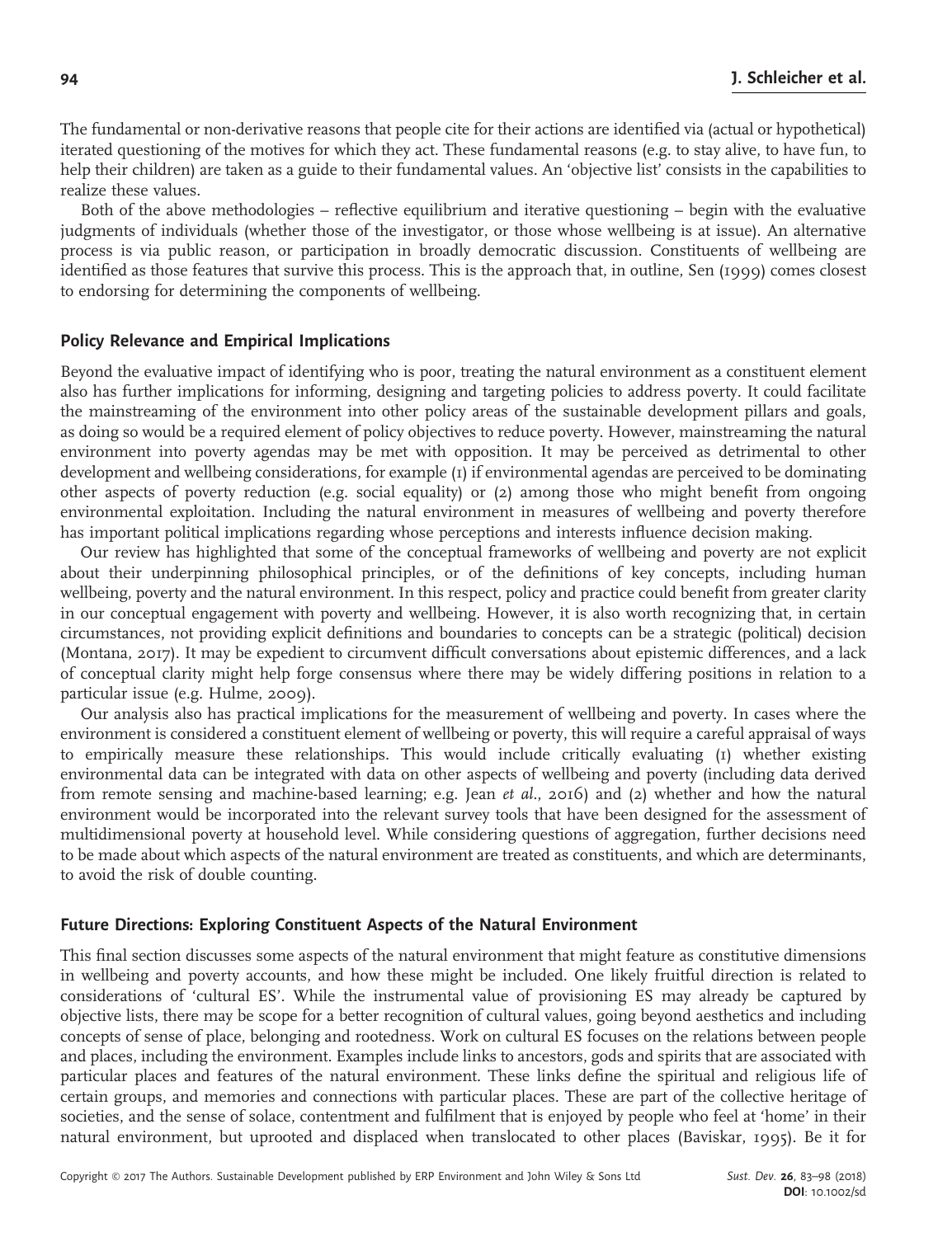The fundamental or non-derivative reasons that people cite for their actions are identified via (actual or hypothetical) iterated questioning of the motives for which they act. These fundamental reasons (e.g. to stay alive, to have fun, to help their children) are taken as a guide to their fundamental values. An 'objective list' consists in the capabilities to realize these values.

Both of the above methodologies – reflective equilibrium and iterative questioning – begin with the evaluative judgments of individuals (whether those of the investigator, or those whose wellbeing is at issue). An alternative process is via public reason, or participation in broadly democratic discussion. Constituents of wellbeing are identified as those features that survive this process. This is the approach that, in outline, Sen (1999) comes closest to endorsing for determining the components of wellbeing.

## Policy Relevance and Empirical Implications

Beyond the evaluative impact of identifying who is poor, treating the natural environment as a constituent element also has further implications for informing, designing and targeting policies to address poverty. It could facilitate the mainstreaming of the environment into other policy areas of the sustainable development pillars and goals, as doing so would be a required element of policy objectives to reduce poverty. However, mainstreaming the natural environment into poverty agendas may be met with opposition. It may be perceived as detrimental to other development and wellbeing considerations, for example (1) if environmental agendas are perceived to be dominating other aspects of poverty reduction (e.g. social equality) or (2) among those who might benefit from ongoing environmental exploitation. Including the natural environment in measures of wellbeing and poverty therefore has important political implications regarding whose perceptions and interests influence decision making.

Our review has highlighted that some of the conceptual frameworks of wellbeing and poverty are not explicit about their underpinning philosophical principles, or of the definitions of key concepts, including human wellbeing, poverty and the natural environment. In this respect, policy and practice could benefit from greater clarity in our conceptual engagement with poverty and wellbeing. However, it is also worth recognizing that, in certain circumstances, not providing explicit definitions and boundaries to concepts can be a strategic (political) decision (Montana, 2017). It may be expedient to circumvent difficult conversations about epistemic differences, and a lack of conceptual clarity might help forge consensus where there may be widely differing positions in relation to a particular issue (e.g. Hulme, 2009).

Our analysis also has practical implications for the measurement of wellbeing and poverty. In cases where the environment is considered a constituent element of wellbeing or poverty, this will require a careful appraisal of ways to empirically measure these relationships. This would include critically evaluating (1) whether existing environmental data can be integrated with data on other aspects of wellbeing and poverty (including data derived from remote sensing and machine-based learning; e.g. Jean *et al.*, 2016) and (2) whether and how the natural environment would be incorporated into the relevant survey tools that have been designed for the assessment of multidimensional poverty at household level. While considering questions of aggregation, further decisions need to be made about which aspects of the natural environment are treated as constituents, and which are determinants, to avoid the risk of double counting.

## Future Directions: Exploring Constituent Aspects of the Natural Environment

This final section discusses some aspects of the natural environment that might feature as constitutive dimensions in wellbeing and poverty accounts, and how these might be included. One likely fruitful direction is related to considerations of 'cultural ES'. While the instrumental value of provisioning ES may already be captured by objective lists, there may be scope for a better recognition of cultural values, going beyond aesthetics and including concepts of sense of place, belonging and rootedness. Work on cultural ES focuses on the relations between people and places, including the environment. Examples include links to ancestors, gods and spirits that are associated with particular places and features of the natural environment. These links define the spiritual and religious life of certain groups, and memories and connections with particular places. These are part of the collective heritage of societies, and the sense of solace, contentment and fulfilment that is enjoyed by people who feel at 'home' in their natural environment, but uprooted and displaced when translocated to other places (Baviskar, 1995). Be it for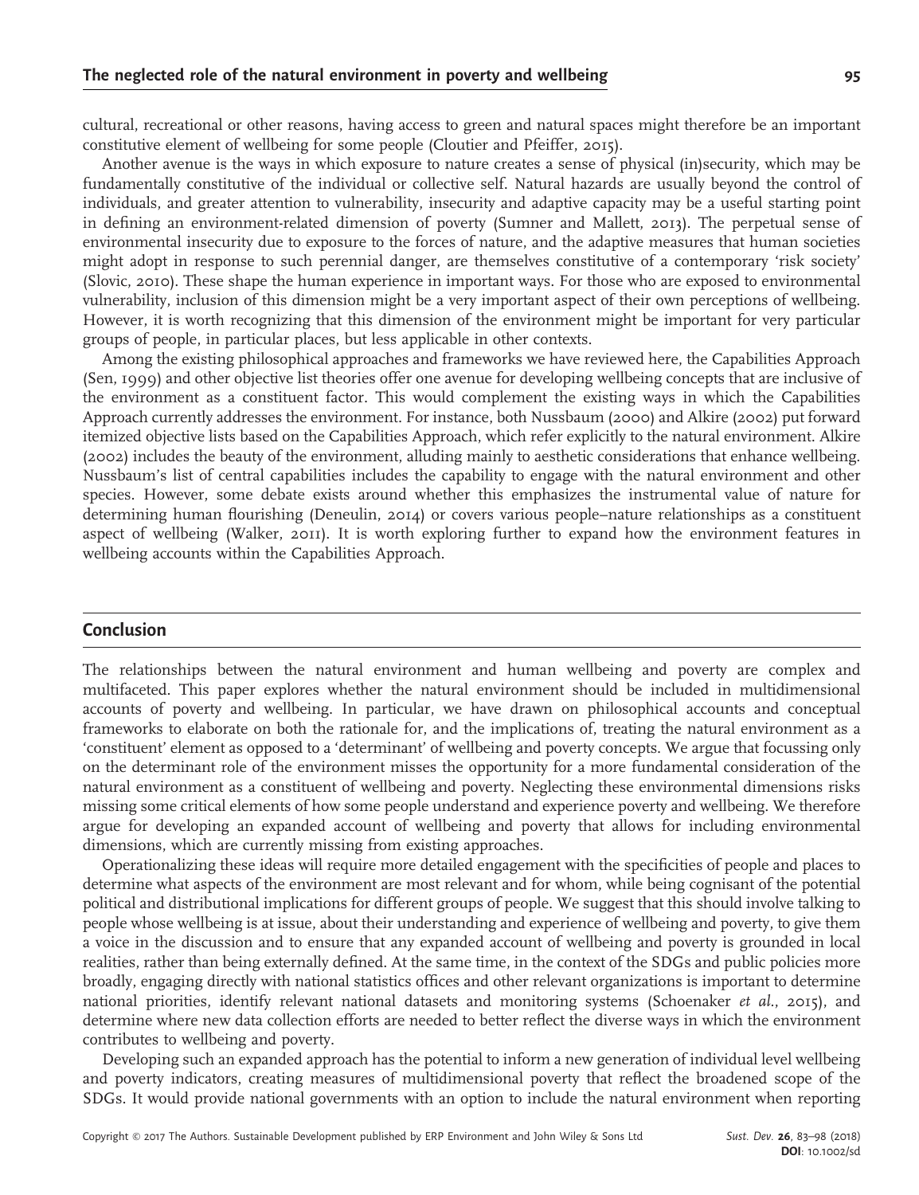cultural, recreational or other reasons, having access to green and natural spaces might therefore be an important constitutive element of wellbeing for some people (Cloutier and Pfeiffer, 2015).

Another avenue is the ways in which exposure to nature creates a sense of physical (in)security, which may be fundamentally constitutive of the individual or collective self. Natural hazards are usually beyond the control of individuals, and greater attention to vulnerability, insecurity and adaptive capacity may be a useful starting point in defining an environment-related dimension of poverty (Sumner and Mallett, 2013). The perpetual sense of environmental insecurity due to exposure to the forces of nature, and the adaptive measures that human societies might adopt in response to such perennial danger, are themselves constitutive of a contemporary 'risk society' (Slovic, 2010). These shape the human experience in important ways. For those who are exposed to environmental vulnerability, inclusion of this dimension might be a very important aspect of their own perceptions of wellbeing. However, it is worth recognizing that this dimension of the environment might be important for very particular groups of people, in particular places, but less applicable in other contexts.

Among the existing philosophical approaches and frameworks we have reviewed here, the Capabilities Approach (Sen, 1999) and other objective list theories offer one avenue for developing wellbeing concepts that are inclusive of the environment as a constituent factor. This would complement the existing ways in which the Capabilities Approach currently addresses the environment. For instance, both Nussbaum (2000) and Alkire (2002) put forward itemized objective lists based on the Capabilities Approach, which refer explicitly to the natural environment. Alkire (2002) includes the beauty of the environment, alluding mainly to aesthetic considerations that enhance wellbeing. Nussbaum's list of central capabilities includes the capability to engage with the natural environment and other species. However, some debate exists around whether this emphasizes the instrumental value of nature for determining human flourishing (Deneulin, 2014) or covers various people–nature relationships as a constituent aspect of wellbeing (Walker, 2011). It is worth exploring further to expand how the environment features in wellbeing accounts within the Capabilities Approach.

## Conclusion

The relationships between the natural environment and human wellbeing and poverty are complex and multifaceted. This paper explores whether the natural environment should be included in multidimensional accounts of poverty and wellbeing. In particular, we have drawn on philosophical accounts and conceptual frameworks to elaborate on both the rationale for, and the implications of, treating the natural environment as a 'constituent' element as opposed to a 'determinant' of wellbeing and poverty concepts. We argue that focussing only on the determinant role of the environment misses the opportunity for a more fundamental consideration of the natural environment as a constituent of wellbeing and poverty. Neglecting these environmental dimensions risks missing some critical elements of how some people understand and experience poverty and wellbeing. We therefore argue for developing an expanded account of wellbeing and poverty that allows for including environmental dimensions, which are currently missing from existing approaches.

Operationalizing these ideas will require more detailed engagement with the specificities of people and places to determine what aspects of the environment are most relevant and for whom, while being cognisant of the potential political and distributional implications for different groups of people. We suggest that this should involve talking to people whose wellbeing is at issue, about their understanding and experience of wellbeing and poverty, to give them a voice in the discussion and to ensure that any expanded account of wellbeing and poverty is grounded in local realities, rather than being externally defined. At the same time, in the context of the SDGs and public policies more broadly, engaging directly with national statistics offices and other relevant organizations is important to determine national priorities, identify relevant national datasets and monitoring systems (Schoenaker *et al.*, 2015), and determine where new data collection efforts are needed to better reflect the diverse ways in which the environment contributes to wellbeing and poverty.

Developing such an expanded approach has the potential to inform a new generation of individual level wellbeing and poverty indicators, creating measures of multidimensional poverty that reflect the broadened scope of the SDGs. It would provide national governments with an option to include the natural environment when reporting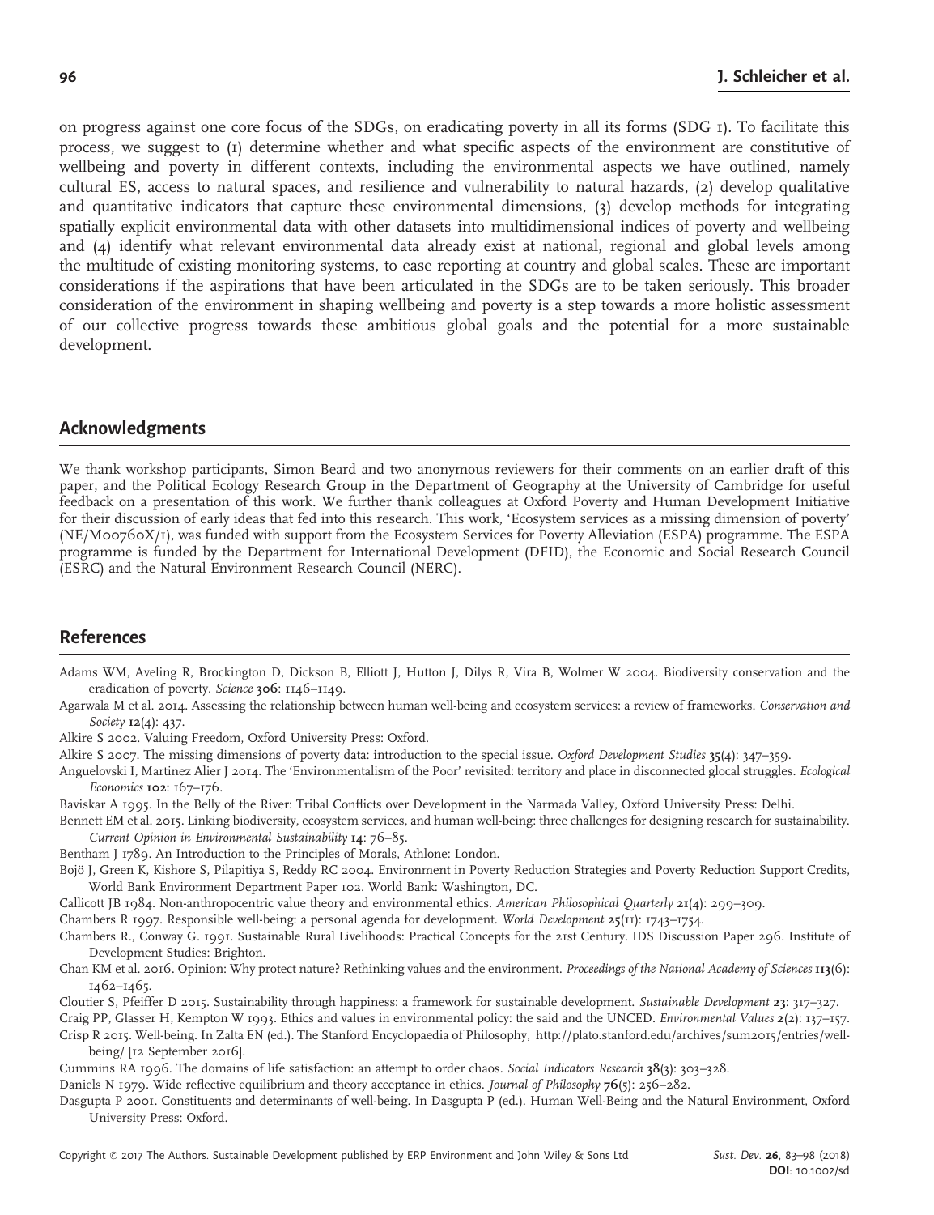on progress against one core focus of the SDGs, on eradicating poverty in all its forms (SDG 1). To facilitate this process, we suggest to (1) determine whether and what specific aspects of the environment are constitutive of wellbeing and poverty in different contexts, including the environmental aspects we have outlined, namely cultural ES, access to natural spaces, and resilience and vulnerability to natural hazards, (2) develop qualitative and quantitative indicators that capture these environmental dimensions, (3) develop methods for integrating spatially explicit environmental data with other datasets into multidimensional indices of poverty and wellbeing and (4) identify what relevant environmental data already exist at national, regional and global levels among the multitude of existing monitoring systems, to ease reporting at country and global scales. These are important considerations if the aspirations that have been articulated in the SDGs are to be taken seriously. This broader consideration of the environment in shaping wellbeing and poverty is a step towards a more holistic assessment of our collective progress towards these ambitious global goals and the potential for a more sustainable development.

## Acknowledgments

We thank workshop participants, Simon Beard and two anonymous reviewers for their comments on an earlier draft of this paper, and the Political Ecology Research Group in the Department of Geography at the University of Cambridge for useful feedback on a presentation of this work. We further thank colleagues at Oxford Poverty and Human Development Initiative for their discussion of early ideas that fed into this research. This work, 'Ecosystem services as a missing dimension of poverty' (NE/M00760X/1), was funded with support from the Ecosystem Services for Poverty Alleviation (ESPA) programme. The ESPA programme is funded by the Department for International Development (DFID), the Economic and Social Research Council (ESRC) and the Natural Environment Research Council (NERC).

## References

Adams WM, Aveling R, Brockington D, Dickson B, Elliott J, Hutton J, Dilys R, Vira B, Wolmer W 2004. Biodiversity conservation and the eradication of poverty. *Science* **306**: 1146–1149.

Agarwala M et al. 2014. Assessing the relationship between human well-being and ecosystem services: a review of frameworks. *Conservation and Society* **12**(4): 437.

Alkire S 2002. Valuing Freedom, Oxford University Press: Oxford.

Alkire S 2007. The missing dimensions of poverty data: introduction to the special issue. *Oxford Development Studies* **35**(4): 347–359.

Anguelovski I, Martinez Alier J 2014. The 'Environmentalism of the Poor' revisited: territory and place in disconnected glocal struggles. *Ecological Economics* **102**: 167–176.

Baviskar A 1995. In the Belly of the River: Tribal Conflicts over Development in the Narmada Valley, Oxford University Press: Delhi.

Bennett EM et al. 2015. Linking biodiversity, ecosystem services, and human well-being: three challenges for designing research for sustainability. *Current Opinion in Environmental Sustainability* **14**: 76–85.

Bentham J 1789. An Introduction to the Principles of Morals, Athlone: London.

Bojö J, Green K, Kishore S, Pilapitiya S, Reddy RC 2004. Environment in Poverty Reduction Strategies and Poverty Reduction Support Credits, World Bank Environment Department Paper 102. World Bank: Washington, DC.

Callicott JB 1984. Non-anthropocentric value theory and environmental ethics. *American Philosophical Quarterly* **21**(4): 299–309.

Chambers R 1997. Responsible well-being: a personal agenda for development. *World Development* **25**(11): 1743–1754.

Chambers R., Conway G. 1991. Sustainable Rural Livelihoods: Practical Concepts for the 21st Century. IDS Discussion Paper 296. Institute of Development Studies: Brighton.

Chan KM et al. 2016. Opinion: Why protect nature? Rethinking values and the environment. *Proceedings of the National Academy of Sciences* **113**(6): 1462–1465.

Cloutier S, Pfeiffer D 2015. Sustainability through happiness: a framework for sustainable development. *Sustainable Development* **23**: 317–327.

Craig PP, Glasser H, Kempton W 1993. Ethics and values in environmental policy: the said and the UNCED. *Environmental Values* **2**(2): 137–157.

Crisp R 2015. Well-being. In Zalta EN (ed.). The Stanford Encyclopaedia of Philosophy, http://plato.stanford.edu/archives/sum2015/entries/well-being/ [12 September 2016].

Cummins RA 1996. The domains of life satisfaction: an attempt to order chaos. *Social Indicators Research* **38**(3): 303–328.

Daniels N 1979. Wide reflective equilibrium and theory acceptance in ethics. *Journal of Philosophy* **76**(5): 256–282.

Dasgupta P 2001. Constituents and determinants of well-being. In Dasgupta P (ed.). Human Well-Being and the Natural Environment, Oxford University Press: Oxford.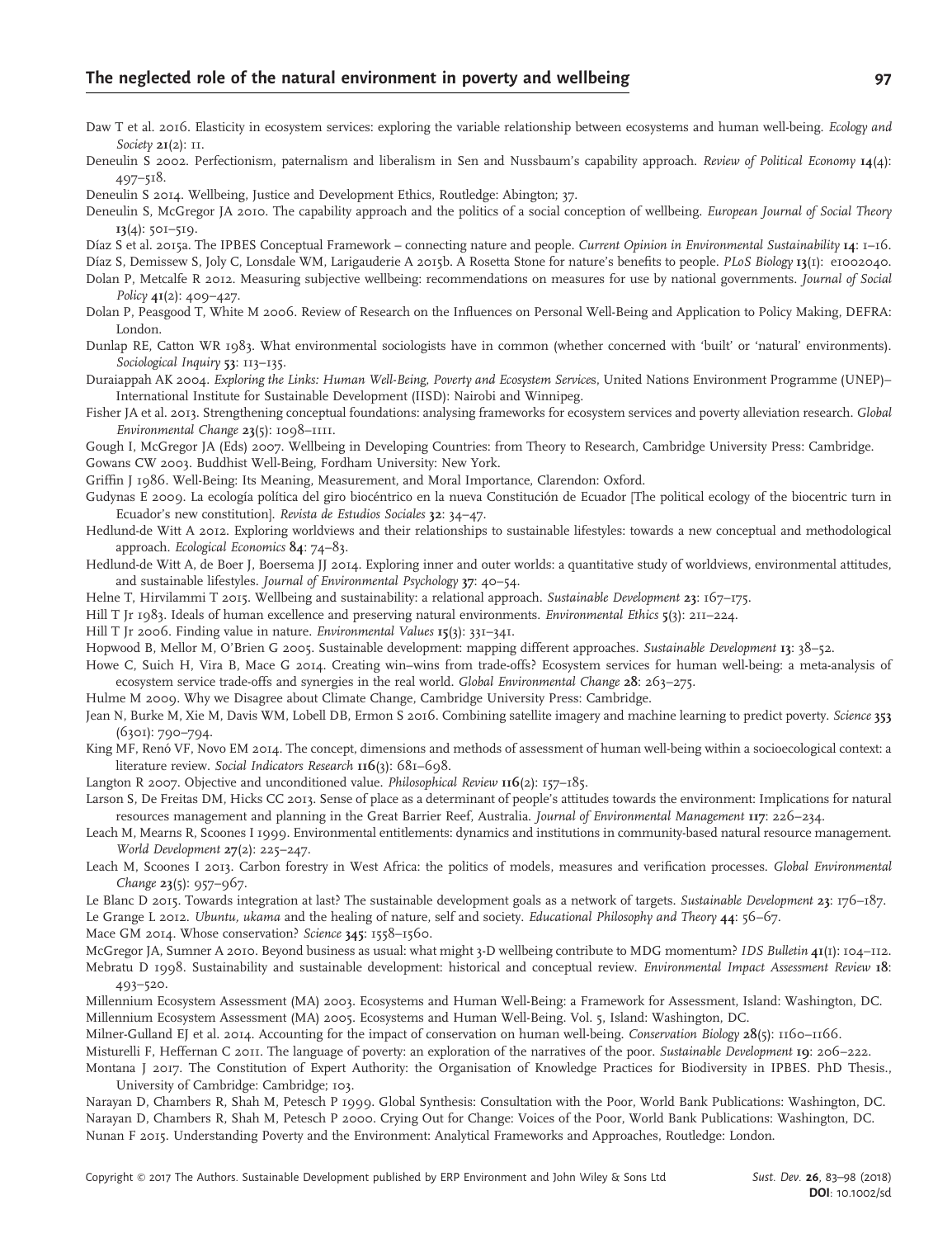Daw T et al. 2016. Elasticity in ecosystem services: exploring the variable relationship between ecosystems and human well-being. *Ecology and Society* **21**(2): 11.

Deneulin S 2002. Perfectionism, paternalism and liberalism in Sen and Nussbaum's capability approach. *Review of Political Economy* **14**(4): 497–518.

Deneulin S 2014. Wellbeing, Justice and Development Ethics, Routledge: Abington; 37.

Deneulin S, McGregor JA 2010. The capability approach and the politics of a social conception of wellbeing. *European Journal of Social Theory* **13**(4): 501–519.

Díaz S et al. 2015a. The IPBES Conceptual Framework – connecting nature and people. *Current Opinion in Environmental Sustainability* **14**: 1–16.

Díaz S, Demissew S, Joly C, Lonsdale WM, Larigauderie A 2015b. A Rosetta Stone for nature's benefits to people. *PLoS Biology* **13**(1): e1002040.

Dolan P, Metcalfe R 2012. Measuring subjective wellbeing: recommendations on measures for use by national governments. *Journal of Social Policy* **41**(2): 409–427.

Dolan P, Peasgood T, White M 2006. Review of Research on the Influences on Personal Well-Being and Application to Policy Making, DEFRA: London.

Dunlap RE, Catton WR 1983. What environmental sociologists have in common (whether concerned with 'built' or 'natural' environments). *Sociological Inquiry* **53**: 113–135.

Duraiappah AK 2004. *Exploring the Links: Human Well-Being, Poverty and Ecosystem Services*, United Nations Environment Programme (UNEP)–International Institute for Sustainable Development (IISD): Nairobi and Winnipeg.

Fisher JA et al. 2013. Strengthening conceptual foundations: analysing frameworks for ecosystem services and poverty alleviation research. *Global Environmental Change* **23**(5): 1098–1111.

Gough I, McGregor JA (Eds) 2007. Wellbeing in Developing Countries: from Theory to Research, Cambridge University Press: Cambridge.

Gowans CW 2003. Buddhist Well-Being, Fordham University: New York.

Griffin J 1986. Well-Being: Its Meaning, Measurement, and Moral Importance, Clarendon: Oxford.

Gudynas E 2009. La ecología política del giro biocéntrico en la nueva Constitución de Ecuador [The political ecology of the biocentric turn in Ecuador's new constitution]. *Revista de Estudios Sociales* **32**: 34–47.

Hedlund-de Witt A 2012. Exploring worldviews and their relationships to sustainable lifestyles: towards a new conceptual and methodological approach. *Ecological Economics* **84**: 74–83.

Hedlund-de Witt A, de Boer J, Boersema JJ 2014. Exploring inner and outer worlds: a quantitative study of worldviews, environmental attitudes, and sustainable lifestyles. *Journal of Environmental Psychology* **37**: 40–54.

Helne T, Hirvilammi T 2015. Wellbeing and sustainability: a relational approach. *Sustainable Development* **23**: 167–175.

Hill T Jr 1983. Ideals of human excellence and preserving natural environments. *Environmental Ethics* **5**(3): 211–224.

Hill T Jr 2006. Finding value in nature. *Environmental Values* **15**(3): 331–341.

Hopwood B, Mellor M, O'Brien G 2005. Sustainable development: mapping different approaches. *Sustainable Development* **13**: 38–52.

Howe C, Suich H, Vira B, Mace G 2014. Creating win–wins from trade-offs? Ecosystem services for human well-being: a meta-analysis of ecosystem service trade-offs and synergies in the real world. *Global Environmental Change* **28**: 263–275.

Hulme M 2009. Why we Disagree about Climate Change, Cambridge University Press: Cambridge.

Jean N, Burke M, Xie M, Davis WM, Lobell DB, Ermon S 2016. Combining satellite imagery and machine learning to predict poverty. *Science* **353** (6301): 790–794.

King MF, Renó VF, Novo EM 2014. The concept, dimensions and methods of assessment of human well-being within a socioecological context: a literature review. *Social Indicators Research* **116**(3): 681–698.

Langton R 2007. Objective and unconditioned value. *Philosophical Review* **116**(2): 157–185.

Larson S, De Freitas DM, Hicks CC 2013. Sense of place as a determinant of people's attitudes towards the environment: Implications for natural resources management and planning in the Great Barrier Reef, Australia. *Journal of Environmental Management* **117**: 226–234.

Leach M, Mearns R, Scoones I 1999. Environmental entitlements: dynamics and institutions in community-based natural resource management. *World Development* **27**(2): 225–247.

Leach M, Scoones I 2013. Carbon forestry in West Africa: the politics of models, measures and verification processes. *Global Environmental Change* **23**(5): 957–967.

Le Blanc D 2015. Towards integration at last? The sustainable development goals as a network of targets. *Sustainable Development* **23**: 176–187.

Le Grange L 2012. *Ubuntu, ukama* and the healing of nature, self and society. *Educational Philosophy and Theory* **44**: 56–67.

Mace GM 2014. Whose conservation? *Science* **345**: 1558–1560.

McGregor JA, Sumner A 2010. Beyond business as usual: what might 3-D wellbeing contribute to MDG momentum? *IDS Bulletin* **41**(1): 104–112.

Mebratu D 1998. Sustainability and sustainable development: historical and conceptual review. *Environmental Impact Assessment Review* **18**: 493–520.

Millennium Ecosystem Assessment (MA) 2003. Ecosystems and Human Well-Being: a Framework for Assessment, Island: Washington, DC.

Millennium Ecosystem Assessment (MA) 2005. Ecosystems and Human Well-Being. Vol. 5, Island: Washington, DC.

Milner-Gulland EJ et al. 2014. Accounting for the impact of conservation on human well-being. *Conservation Biology* **28**(5): 1160–1166.

Misturelli F, Heffernan C 2011. The language of poverty: an exploration of the narratives of the poor. *Sustainable Development* **19**: 206–222.

Montana J 2017. The Constitution of Expert Authority: the Organisation of Knowledge Practices for Biodiversity in IPBES. PhD Thesis., University of Cambridge: Cambridge; 103.

Narayan D, Chambers R, Shah M, Petesch P 1999. Global Synthesis: Consultation with the Poor, World Bank Publications: Washington, DC.

Narayan D, Chambers R, Shah M, Petesch P 2000. Crying Out for Change: Voices of the Poor, World Bank Publications: Washington, DC.

Nunan F 2015. Understanding Poverty and the Environment: Analytical Frameworks and Approaches, Routledge: London.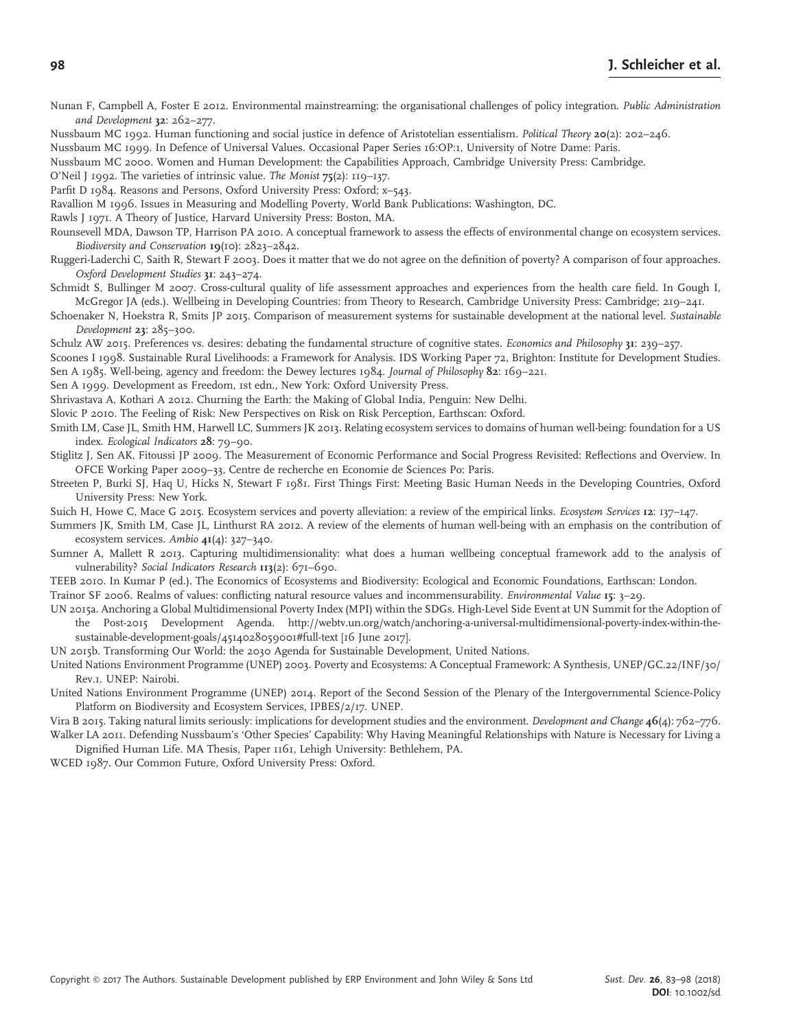Nunan F, Campbell A, Foster E 2012. Environmental mainstreaming: the organisational challenges of policy integration. *Public Administration and Development* **32**: 262–277.

Nussbaum MC 1992. Human functioning and social justice in defence of Aristotelian essentialism. *Political Theory* **20**(2): 202–246.

Nussbaum MC 1999. In Defence of Universal Values. Occasional Paper Series 16:OP:1, University of Notre Dame: Paris.

Nussbaum MC 2000. Women and Human Development: the Capabilities Approach, Cambridge University Press: Cambridge.

O'Neil J 1992. The varieties of intrinsic value. *The Monist* **75**(2): 119–137.

Parfit D 1984. Reasons and Persons, Oxford University Press: Oxford; x–543.

Ravallion M 1996. Issues in Measuring and Modelling Poverty, World Bank Publications: Washington, DC.

Rawls J 1971. A Theory of Justice, Harvard University Press: Boston, MA.

Rounsevell MDA, Dawson TP, Harrison PA 2010. A conceptual framework to assess the effects of environmental change on ecosystem services. *Biodiversity and Conservation* **19**(10): 2823–2842.

Ruggeri-Laderchi C, Saith R, Stewart F 2003. Does it matter that we do not agree on the definition of poverty? A comparison of four approaches. *Oxford Development Studies* **31**: 243–274.

Schmidt S, Bullinger M 2007. Cross-cultural quality of life assessment approaches and experiences from the health care field. In Gough I, McGregor JA (eds.). Wellbeing in Developing Countries: from Theory to Research, Cambridge University Press: Cambridge; 219–241.

Schoenaker N, Hoekstra R, Smits JP 2015. Comparison of measurement systems for sustainable development at the national level. *Sustainable Development* **23**: 285–300.

Schulz AW 2015. Preferences vs. desires: debating the fundamental structure of cognitive states. *Economics and Philosophy* **31**: 239–257.

Scoones I 1998. Sustainable Rural Livelihoods: a Framework for Analysis. IDS Working Paper 72, Brighton: Institute for Development Studies.

Sen A 1985. Well-being, agency and freedom: the Dewey lectures 1984. *Journal of Philosophy* **82**: 169–221.

Sen A 1999. Development as Freedom, 1st edn., New York: Oxford University Press.

Shrivastava A, Kothari A 2012. Churning the Earth: the Making of Global India, Penguin: New Delhi.

Slovic P 2010. The Feeling of Risk: New Perspectives on Risk on Risk Perception, Earthscan: Oxford.

Smith LM, Case JL, Smith HM, Harwell LC, Summers JK 2013. Relating ecosystem services to domains of human well-being: foundation for a US index. *Ecological Indicators* **28**: 79–90.

Stiglitz J, Sen AK, Fitoussi JP 2009. The Measurement of Economic Performance and Social Progress Revisited: Reflections and Overview. In OFCE Working Paper 2009–33, Centre de recherche en Economie de Sciences Po: Paris.

Streeten P, Burki SJ, Haq U, Hicks N, Stewart F 1981. First Things First: Meeting Basic Human Needs in the Developing Countries, Oxford University Press: New York.

Suich H, Howe C, Mace G 2015. Ecosystem services and poverty alleviation: a review of the empirical links. *Ecosystem Services* **12**: 137–147.

Summers JK, Smith LM, Case JL, Linthurst RA 2012. A review of the elements of human well-being with an emphasis on the contribution of ecosystem services. *Ambio* **41**(4): 327–340.

Sumner A, Mallett R 2013. Capturing multidimensionality: what does a human wellbeing conceptual framework add to the analysis of vulnerability? *Social Indicators Research* **113**(2): 671–690.

TEEB 2010. In Kumar P (ed.). The Economics of Ecosystems and Biodiversity: Ecological and Economic Foundations, Earthscan: London.

Trainor SF 2006. Realms of values: conflicting natural resource values and incommensurability. *Environmental Value* **15**: 3–29.

UN 2015a. Anchoring a Global Multidimensional Poverty Index (MPI) within the SDGs. High-Level Side Event at UN Summit for the Adoption of the Post-2015 Development Agenda. http://webtv.un.org/watch/anchoring-a-universal-multidimensional-poverty-index-within-the-sustainable-development-goals/4514028059001#full-text [16 June 2017].

UN 2015b. Transforming Our World: the 2030 Agenda for Sustainable Development, United Nations.

United Nations Environment Programme (UNEP) 2003. Poverty and Ecosystems: A Conceptual Framework: A Synthesis, UNEP/GC.22/INF/30/Rev.1. UNEP: Nairobi.

United Nations Environment Programme (UNEP) 2014. Report of the Second Session of the Plenary of the Intergovernmental Science-Policy Platform on Biodiversity and Ecosystem Services, IPBES/2/17. UNEP.

Vira B 2015. Taking natural limits seriously: implications for development studies and the environment. *Development and Change* **46**(4): 762–776.

Walker LA 2011. Defending Nussbaum's 'Other Species' Capability: Why Having Meaningful Relationships with Nature is Necessary for Living a Dignified Human Life. MA Thesis, Paper 1161, Lehigh University: Bethlehem, PA.

WCED 1987. Our Common Future, Oxford University Press: Oxford.